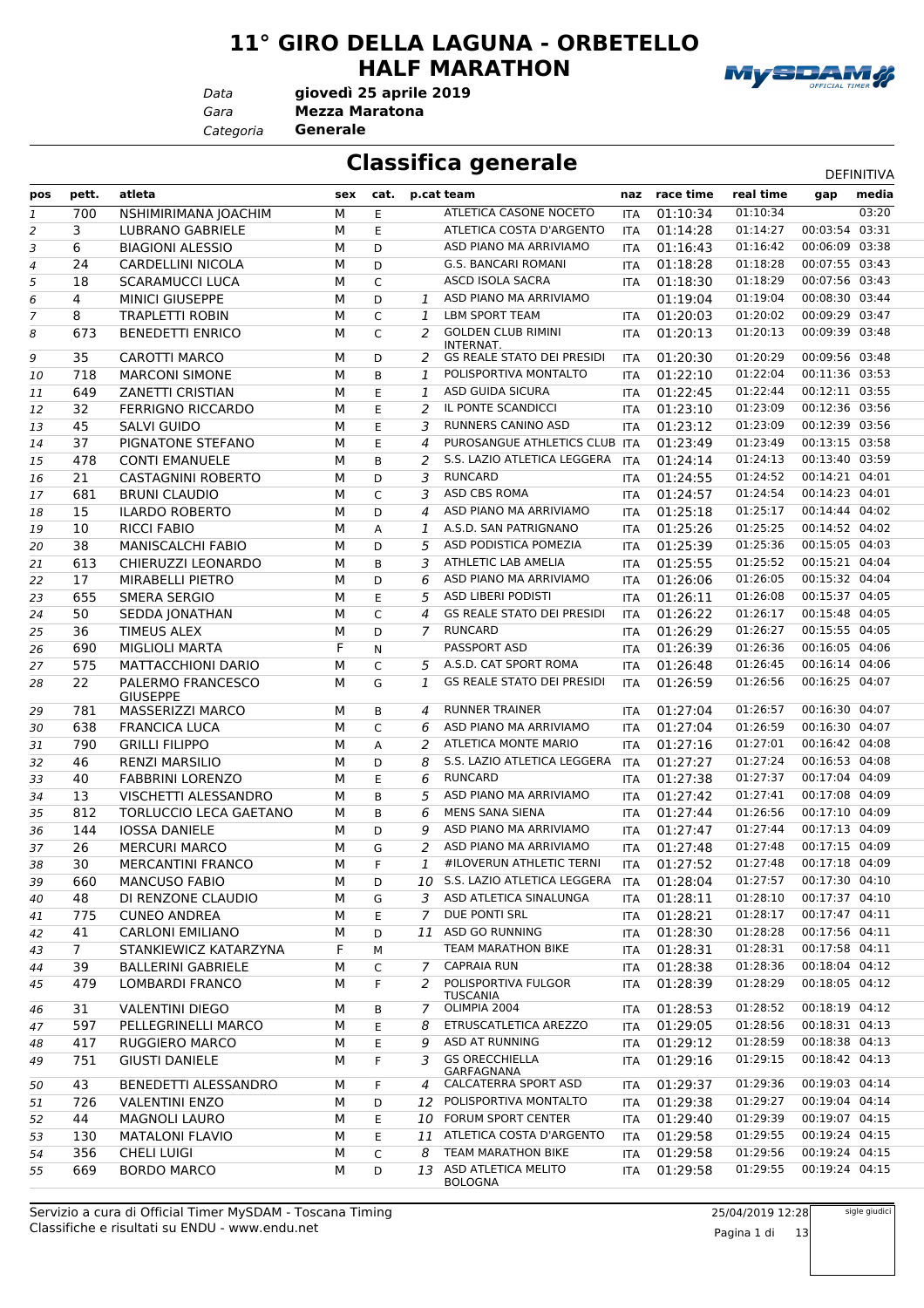# 11° GIRO DELLA LAGUNA - ORBETELLO HALF MARATHON

*Data* **giovedì 25 aprile 2019**
*Gara* **Mezza Maratona**
*Categoria* **Generale**

## Classifica generale

DEFINITIVA

| pos | pett. | atleta | sex | cat. | p.cat | team | naz | race time | real time | gap | media |
|---|---|---|---|---|---|---|---|---|---|---|---|
| 1 | 700 | NSHIMIRIMANA JOACHIM | M | E | | ATLETICA CASONE NOCETO | ITA | 01:10:34 | 01:10:34 | | 03:20 |
| 2 | 3 | LUBRANO GABRIELE | M | E | | ATLETICA COSTA D'ARGENTO | ITA | 01:14:28 | 01:14:27 | 00:03:54 | 03:31 |
| 3 | 6 | BIAGIONI ALESSIO | M | D | | ASD PIANO MA ARRIVIAMO | ITA | 01:16:43 | 01:16:42 | 00:06:09 | 03:38 |
| 4 | 24 | CARDELLINI NICOLA | M | D | | G.S. BANCARI ROMANI | ITA | 01:18:28 | 01:18:28 | 00:07:55 | 03:43 |
| 5 | 18 | SCARAMUCCI LUCA | M | C | | ASCD ISOLA SACRA | ITA | 01:18:30 | 01:18:29 | 00:07:56 | 03:43 |
| 6 | 4 | MINICI GIUSEPPE | M | D | 1 | ASD PIANO MA ARRIVIAMO | | 01:19:04 | 01:19:04 | 00:08:30 | 03:44 |
| 7 | 8 | TRAPLETTI ROBIN | M | C | 1 | LBM SPORT TEAM | ITA | 01:20:03 | 01:20:02 | 00:09:29 | 03:47 |
| 8 | 673 | BENEDETTI ENRICO | M | C | 2 | GOLDEN CLUB RIMINI INTERNAT. | ITA | 01:20:13 | 01:20:13 | 00:09:39 | 03:48 |
| 9 | 35 | CAROTTI MARCO | M | D | 2 | GS REALE STATO DEI PRESIDI | ITA | 01:20:30 | 01:20:29 | 00:09:56 | 03:48 |
| 10 | 718 | MARCONI SIMONE | M | B | 1 | POLISPORTIVA MONTALTO | ITA | 01:22:10 | 01:22:04 | 00:11:36 | 03:53 |
| 11 | 649 | ZANETTI CRISTIAN | M | E | 1 | ASD GUIDA SICURA | ITA | 01:22:45 | 01:22:44 | 00:12:11 | 03:55 |
| 12 | 32 | FERRIGNO RICCARDO | M | E | 2 | IL PONTE SCANDICCI | ITA | 01:23:10 | 01:23:09 | 00:12:36 | 03:56 |
| 13 | 45 | SALVI GUIDO | M | E | 3 | RUNNERS CANINO ASD | ITA | 01:23:12 | 01:23:09 | 00:12:39 | 03:56 |
| 14 | 37 | PIGNATONE STEFANO | M | E | 4 | PUROSANGUE ATHLETICS CLUB | ITA | 01:23:49 | 01:23:49 | 00:13:15 | 03:58 |
| 15 | 478 | CONTI EMANUELE | M | B | 2 | S.S. LAZIO ATLETICA LEGGERA | ITA | 01:24:14 | 01:24:13 | 00:13:40 | 03:59 |
| 16 | 21 | CASTAGNINI ROBERTO | M | D | 3 | RUNCARD | ITA | 01:24:55 | 01:24:52 | 00:14:21 | 04:01 |
| 17 | 681 | BRUNI CLAUDIO | M | C | 3 | ASD CBS ROMA | ITA | 01:24:57 | 01:24:54 | 00:14:23 | 04:01 |
| 18 | 15 | ILARDO ROBERTO | M | D | 4 | ASD PIANO MA ARRIVIAMO | ITA | 01:25:18 | 01:25:17 | 00:14:44 | 04:02 |
| 19 | 10 | RICCI FABIO | M | A | 1 | A.S.D. SAN PATRIGNANO | ITA | 01:25:26 | 01:25:25 | 00:14:52 | 04:02 |
| 20 | 38 | MANISCALCHI FABIO | M | D | 5 | ASD PODISTICA POMEZIA | ITA | 01:25:39 | 01:25:36 | 00:15:05 | 04:03 |
| 21 | 613 | CHIERUZZI LEONARDO | M | B | 3 | ATHLETIC LAB AMELIA | ITA | 01:25:55 | 01:25:52 | 00:15:21 | 04:04 |
| 22 | 17 | MIRABELLI PIETRO | M | D | 6 | ASD PIANO MA ARRIVIAMO | ITA | 01:26:06 | 01:26:05 | 00:15:32 | 04:04 |
| 23 | 655 | SMERA SERGIO | M | E | 5 | ASD LIBERI PODISTI | ITA | 01:26:11 | 01:26:08 | 00:15:37 | 04:05 |
| 24 | 50 | SEDDA JONATHAN | M | C | 4 | GS REALE STATO DEI PRESIDI | ITA | 01:26:22 | 01:26:17 | 00:15:48 | 04:05 |
| 25 | 36 | TIMEUS ALEX | M | D | 7 | RUNCARD | ITA | 01:26:29 | 01:26:27 | 00:15:55 | 04:05 |
| 26 | 690 | MIGLIOLI MARTA | F | N | | PASSPORT ASD | ITA | 01:26:39 | 01:26:36 | 00:16:05 | 04:06 |
| 27 | 575 | MATTACCHIONI DARIO | M | C | 5 | A.S.D. CAT SPORT ROMA | ITA | 01:26:48 | 01:26:45 | 00:16:14 | 04:06 |
| 28 | 22 | PALERMO FRANCESCO GIUSEPPE | M | G | 1 | GS REALE STATO DEI PRESIDI | ITA | 01:26:59 | 01:26:56 | 00:16:25 | 04:07 |
| 29 | 781 | MASSERIZZI MARCO | M | B | 4 | RUNNER TRAINER | ITA | 01:27:04 | 01:26:57 | 00:16:30 | 04:07 |
| 30 | 638 | FRANCICA LUCA | M | C | 6 | ASD PIANO MA ARRIVIAMO | ITA | 01:27:04 | 01:26:59 | 00:16:30 | 04:07 |
| 31 | 790 | GRILLI FILIPPO | M | A | 2 | ATLETICA MONTE MARIO | ITA | 01:27:16 | 01:27:01 | 00:16:42 | 04:08 |
| 32 | 46 | RENZI MARSILIO | M | D | 8 | S.S. LAZIO ATLETICA LEGGERA | ITA | 01:27:27 | 01:27:24 | 00:16:53 | 04:08 |
| 33 | 40 | FABBRINI LORENZO | M | E | 6 | RUNCARD | ITA | 01:27:38 | 01:27:37 | 00:17:04 | 04:09 |
| 34 | 13 | VISCHETTI ALESSANDRO | M | B | 5 | ASD PIANO MA ARRIVIAMO | ITA | 01:27:42 | 01:27:41 | 00:17:08 | 04:09 |
| 35 | 812 | TORLUCCIO LECA GAETANO | M | B | 6 | MENS SANA SIENA | ITA | 01:27:44 | 01:26:56 | 00:17:10 | 04:09 |
| 36 | 144 | IOSSA DANIELE | M | D | 9 | ASD PIANO MA ARRIVIAMO | ITA | 01:27:47 | 01:27:44 | 00:17:13 | 04:09 |
| 37 | 26 | MERCURI MARCO | M | G | 2 | ASD PIANO MA ARRIVIAMO | ITA | 01:27:48 | 01:27:48 | 00:17:15 | 04:09 |
| 38 | 30 | MERCANTINI FRANCO | M | F | 1 | #ILOVERUN ATHLETIC TERNI | ITA | 01:27:52 | 01:27:48 | 00:17:18 | 04:09 |
| 39 | 660 | MANCUSO FABIO | M | D | 10 | S.S. LAZIO ATLETICA LEGGERA | ITA | 01:28:04 | 01:27:57 | 00:17:30 | 04:10 |
| 40 | 48 | DI RENZONE CLAUDIO | M | G | 3 | ASD ATLETICA SINALUNGA | ITA | 01:28:11 | 01:28:10 | 00:17:37 | 04:10 |
| 41 | 775 | CUNEO ANDREA | M | E | 7 | DUE PONTI SRL | ITA | 01:28:21 | 01:28:17 | 00:17:47 | 04:11 |
| 42 | 41 | CARLONI EMILIANO | M | D | 11 | ASD GO RUNNING | ITA | 01:28:30 | 01:28:28 | 00:17:56 | 04:11 |
| 43 | 7 | STANKIEWICZ KATARZYNA | F | M | | TEAM MARATHON BIKE | ITA | 01:28:31 | 01:28:31 | 00:17:58 | 04:11 |
| 44 | 39 | BALLERINI GABRIELE | M | C | 7 | CAPRAIA RUN | ITA | 01:28:38 | 01:28:36 | 00:18:04 | 04:12 |
| 45 | 479 | LOMBARDI FRANCO | M | F | 2 | POLISPORTIVA FULGOR TUSCANIA | ITA | 01:28:39 | 01:28:29 | 00:18:05 | 04:12 |
| 46 | 31 | VALENTINI DIEGO | M | B | 7 | OLIMPIA 2004 | ITA | 01:28:53 | 01:28:52 | 00:18:19 | 04:12 |
| 47 | 597 | PELLEGRINELLI MARCO | M | E | 8 | ETRUSCATLETICA AREZZO | ITA | 01:29:05 | 01:28:56 | 00:18:31 | 04:13 |
| 48 | 417 | RUGGIERO MARCO | M | E | 9 | ASD AT RUNNING | ITA | 01:29:12 | 01:28:59 | 00:18:38 | 04:13 |
| 49 | 751 | GIUSTI DANIELE | M | F | 3 | GS ORECCHIELLA GARFAGNANA | ITA | 01:29:16 | 01:29:15 | 00:18:42 | 04:13 |
| 50 | 43 | BENEDETTI ALESSANDRO | M | F | 4 | CALCATERRA SPORT ASD | ITA | 01:29:37 | 01:29:36 | 00:19:03 | 04:14 |
| 51 | 726 | VALENTINI ENZO | M | D | 12 | POLISPORTIVA MONTALTO | ITA | 01:29:38 | 01:29:27 | 00:19:04 | 04:14 |
| 52 | 44 | MAGNOLI LAURO | M | E | 10 | FORUM SPORT CENTER | ITA | 01:29:40 | 01:29:39 | 00:19:07 | 04:15 |
| 53 | 130 | MATALONI FLAVIO | M | E | 11 | ATLETICA COSTA D'ARGENTO | ITA | 01:29:58 | 01:29:55 | 00:19:24 | 04:15 |
| 54 | 356 | CHELI LUIGI | M | C | 8 | TEAM MARATHON BIKE | ITA | 01:29:58 | 01:29:56 | 00:19:24 | 04:15 |
| 55 | 669 | BORDO MARCO | M | D | 13 | ASD ATLETICA MELITO BOLOGNA | ITA | 01:29:58 | 01:29:55 | 00:19:24 | 04:15 |

Servizio a cura di Official Timer MySDAM - Toscana Timing
Classifiche e risultati su ENDU - www.endu.net

25/04/2019 12:28

sigle giudici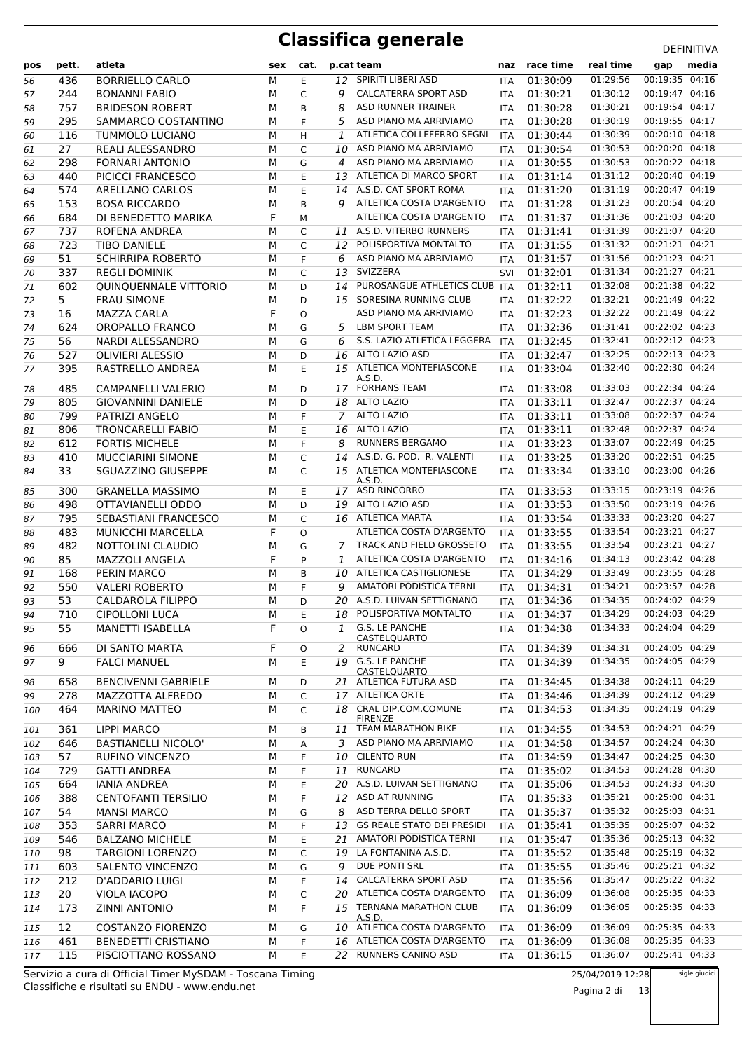# Classifica generale

DEFINITIVA

| pos | pett. | atleta | sex | cat. | p.cat | team | naz | race time | real time | gap | media |
|---|---|---|---|---|---|---|---|---|---|---|---|
| 56 | 436 | BORRIELLO CARLO | M | E | 12 | SPIRITI LIBERI ASD | ITA | 01:30:09 | 01:29:56 | 00:19:35 | 04:16 |
| 57 | 244 | BONANNI FABIO | M | C | 9 | CALCATERRA SPORT ASD | ITA | 01:30:21 | 01:30:12 | 00:19:47 | 04:16 |
| 58 | 757 | BRIDESON ROBERT | M | B | 8 | ASD RUNNER TRAINER | ITA | 01:30:28 | 01:30:21 | 00:19:54 | 04:17 |
| 59 | 295 | SAMMARCO COSTANTINO | M | F | 5 | ASD PIANO MA ARRIVIAMO | ITA | 01:30:28 | 01:30:19 | 00:19:55 | 04:17 |
| 60 | 116 | TUMMOLO LUCIANO | M | H | 1 | ATLETICA COLLEFERRO SEGNI | ITA | 01:30:44 | 01:30:39 | 00:20:10 | 04:18 |
| 61 | 27 | REALI ALESSANDRO | M | C | 10 | ASD PIANO MA ARRIVIAMO | ITA | 01:30:54 | 01:30:53 | 00:20:20 | 04:18 |
| 62 | 298 | FORNARI ANTONIO | M | G | 4 | ASD PIANO MA ARRIVIAMO | ITA | 01:30:55 | 01:30:53 | 00:20:22 | 04:18 |
| 63 | 440 | PICICCI FRANCESCO | M | E | 13 | ATLETICA DI MARCO SPORT | ITA | 01:31:14 | 01:31:12 | 00:20:40 | 04:19 |
| 64 | 574 | ARELLANO CARLOS | M | E | 14 | A.S.D. CAT SPORT ROMA | ITA | 01:31:20 | 01:31:19 | 00:20:47 | 04:19 |
| 65 | 153 | BOSA RICCARDO | M | B | 9 | ATLETICA COSTA D'ARGENTO | ITA | 01:31:28 | 01:31:23 | 00:20:54 | 04:20 |
| 66 | 684 | DI BENEDETTO MARIKA | F | M | | ATLETICA COSTA D'ARGENTO | ITA | 01:31:37 | 01:31:36 | 00:21:03 | 04:20 |
| 67 | 737 | ROFENA ANDREA | M | C | 11 | A.S.D. VITERBO RUNNERS | ITA | 01:31:41 | 01:31:39 | 00:21:07 | 04:20 |
| 68 | 723 | TIBO DANIELE | M | C | 12 | POLISPORTIVA MONTALTO | ITA | 01:31:55 | 01:31:32 | 00:21:21 | 04:21 |
| 69 | 51 | SCHIRRIPA ROBERTO | M | F | 6 | ASD PIANO MA ARRIVIAMO | ITA | 01:31:57 | 01:31:56 | 00:21:23 | 04:21 |
| 70 | 337 | REGLI DOMINIK | M | C | 13 | SVIZZERA | SVI | 01:32:01 | 01:31:34 | 00:21:27 | 04:21 |
| 71 | 602 | QUINQUENNALE VITTORIO | M | D | 14 | PUROSANGUE ATHLETICS CLUB | ITA | 01:32:11 | 01:32:08 | 00:21:38 | 04:22 |
| 72 | 5 | FRAU SIMONE | M | D | 15 | SORESINA RUNNING CLUB | ITA | 01:32:22 | 01:32:21 | 00:21:49 | 04:22 |
| 73 | 16 | MAZZA CARLA | F | O | | ASD PIANO MA ARRIVIAMO | ITA | 01:32:23 | 01:32:22 | 00:21:49 | 04:22 |
| 74 | 624 | OROPALLO FRANCO | M | G | 5 | LBM SPORT TEAM | ITA | 01:32:36 | 01:31:41 | 00:22:02 | 04:23 |
| 75 | 56 | NARDI ALESSANDRO | M | G | 6 | S.S. LAZIO ATLETICA LEGGERA | ITA | 01:32:45 | 01:32:41 | 00:22:12 | 04:23 |
| 76 | 527 | OLIVIERI ALESSIO | M | D | 16 | ALTO LAZIO ASD | ITA | 01:32:47 | 01:32:25 | 00:22:13 | 04:23 |
| 77 | 395 | RASTRELLO ANDREA | M | E | 15 | ATLETICA MONTEFIASCONE A.S.D. | ITA | 01:33:04 | 01:32:40 | 00:22:30 | 04:24 |
| 78 | 485 | CAMPANELLI VALERIO | M | D | 17 | FORHANS TEAM | ITA | 01:33:08 | 01:33:03 | 00:22:34 | 04:24 |
| 79 | 805 | GIOVANNINI DANIELE | M | D | 18 | ALTO LAZIO | ITA | 01:33:11 | 01:32:47 | 00:22:37 | 04:24 |
| 80 | 799 | PATRIZI ANGELO | M | F | 7 | ALTO LAZIO | ITA | 01:33:11 | 01:33:08 | 00:22:37 | 04:24 |
| 81 | 806 | TRONCARELLI FABIO | M | E | 16 | ALTO LAZIO | ITA | 01:33:11 | 01:32:48 | 00:22:37 | 04:24 |
| 82 | 612 | FORTIS MICHELE | M | F | 8 | RUNNERS BERGAMO | ITA | 01:33:23 | 01:33:07 | 00:22:49 | 04:25 |
| 83 | 410 | MUCCIARINI SIMONE | M | C | 14 | A.S.D. G. POD. R. VALENTI | ITA | 01:33:25 | 01:33:20 | 00:22:51 | 04:25 |
| 84 | 33 | SGUAZZINO GIUSEPPE | M | C | 15 | ATLETICA MONTEFIASCONE A.S.D. | ITA | 01:33:34 | 01:33:10 | 00:23:00 | 04:26 |
| 85 | 300 | GRANELLA MASSIMO | M | E | 17 | ASD RINCORRO | ITA | 01:33:53 | 01:33:15 | 00:23:19 | 04:26 |
| 86 | 498 | OTTAVIANELLI ODDO | M | D | 19 | ALTO LAZIO ASD | ITA | 01:33:53 | 01:33:50 | 00:23:19 | 04:26 |
| 87 | 795 | SEBASTIANI FRANCESCO | M | C | 16 | ATLETICA MARTA | ITA | 01:33:54 | 01:33:33 | 00:23:20 | 04:27 |
| 88 | 483 | MUNICCHI MARCELLA | F | O | | ATLETICA COSTA D'ARGENTO | ITA | 01:33:55 | 01:33:54 | 00:23:21 | 04:27 |
| 89 | 482 | NOTTOLINI CLAUDIO | M | G | 7 | TRACK AND FIELD GROSSETO | ITA | 01:33:55 | 01:33:54 | 00:23:21 | 04:27 |
| 90 | 85 | MAZZOLI ANGELA | F | P | 1 | ATLETICA COSTA D'ARGENTO | ITA | 01:34:16 | 01:34:13 | 00:23:42 | 04:28 |
| 91 | 168 | PERIN MARCO | M | B | 10 | ATLETICA CASTIGLIONESE | ITA | 01:34:29 | 01:33:49 | 00:23:55 | 04:28 |
| 92 | 550 | VALERI ROBERTO | M | F | 9 | AMATORI PODISTICA TERNI | ITA | 01:34:31 | 01:34:21 | 00:23:57 | 04:28 |
| 93 | 53 | CALDAROLA FILIPPO | M | D | 20 | A.S.D. LUIVAN SETTIGNANO | ITA | 01:34:36 | 01:34:35 | 00:24:02 | 04:29 |
| 94 | 710 | CIPOLLONI LUCA | M | E | 18 | POLISPORTIVA MONTALTO | ITA | 01:34:37 | 01:34:29 | 00:24:03 | 04:29 |
| 95 | 55 | MANETTI ISABELLA | F | O | 1 | G.S. LE PANCHE CASTELQUARTO | ITA | 01:34:38 | 01:34:33 | 00:24:04 | 04:29 |
| 96 | 666 | DI SANTO MARTA | F | O | 2 | RUNCARD | ITA | 01:34:39 | 01:34:31 | 00:24:05 | 04:29 |
| 97 | 9 | FALCI MANUEL | M | E | 19 | G.S. LE PANCHE CASTELQUARTO | ITA | 01:34:39 | 01:34:35 | 00:24:05 | 04:29 |
| 98 | 658 | BENCIVENNI GABRIELE | M | D | 21 | ATLETICA FUTURA ASD | ITA | 01:34:45 | 01:34:38 | 00:24:11 | 04:29 |
| 99 | 278 | MAZZOTTA ALFREDO | M | C | 17 | ATLETICA ORTE | ITA | 01:34:46 | 01:34:39 | 00:24:12 | 04:29 |
| 100 | 464 | MARINO MATTEO | M | C | 18 | CRAL DIP.COM.COMUNE FIRENZE | ITA | 01:34:53 | 01:34:35 | 00:24:19 | 04:29 |
| 101 | 361 | LIPPI MARCO | M | B | 11 | TEAM MARATHON BIKE | ITA | 01:34:55 | 01:34:53 | 00:24:21 | 04:29 |
| 102 | 646 | BASTIANELLI NICOLO' | M | A | 3 | ASD PIANO MA ARRIVIAMO | ITA | 01:34:58 | 01:34:57 | 00:24:24 | 04:30 |
| 103 | 57 | RUFINO VINCENZO | M | F | 10 | CILENTO RUN | ITA | 01:34:59 | 01:34:47 | 00:24:25 | 04:30 |
| 104 | 729 | GATTI ANDREA | M | F | 11 | RUNCARD | ITA | 01:35:02 | 01:34:53 | 00:24:28 | 04:30 |
| 105 | 664 | IANIA ANDREA | M | E | 20 | A.S.D. LUIVAN SETTIGNANO | ITA | 01:35:06 | 01:34:53 | 00:24:33 | 04:30 |
| 106 | 388 | CENTOFANTI TERSILIO | M | F | 12 | ASD AT RUNNING | ITA | 01:35:33 | 01:35:21 | 00:25:00 | 04:31 |
| 107 | 54 | MANSI MARCO | M | G | 8 | ASD TERRA DELLO SPORT | ITA | 01:35:37 | 01:35:32 | 00:25:03 | 04:31 |
| 108 | 353 | SARRI MARCO | M | F | 13 | GS REALE STATO DEI PRESIDI | ITA | 01:35:41 | 01:35:35 | 00:25:07 | 04:32 |
| 109 | 546 | BALZANO MICHELE | M | E | 21 | AMATORI PODISTICA TERNI | ITA | 01:35:47 | 01:35:36 | 00:25:13 | 04:32 |
| 110 | 98 | TARGIONI LORENZO | M | C | 19 | LA FONTANINA A.S.D. | ITA | 01:35:52 | 01:35:48 | 00:25:19 | 04:32 |
| 111 | 603 | SALENTO VINCENZO | M | G | 9 | DUE PONTI SRL | ITA | 01:35:55 | 01:35:46 | 00:25:21 | 04:32 |
| 112 | 212 | D'ADDARIO LUIGI | M | F | 14 | CALCATERRA SPORT ASD | ITA | 01:35:56 | 01:35:47 | 00:25:22 | 04:32 |
| 113 | 20 | VIOLA IACOPO | M | C | 20 | ATLETICA COSTA D'ARGENTO | ITA | 01:36:09 | 01:36:08 | 00:25:35 | 04:33 |
| 114 | 173 | ZINNI ANTONIO | M | F | 15 | TERNANA MARATHON CLUB A.S.D. | ITA | 01:36:09 | 01:36:05 | 00:25:35 | 04:33 |
| 115 | 12 | COSTANZO FIORENZO | M | G | 10 | ATLETICA COSTA D'ARGENTO | ITA | 01:36:09 | 01:36:09 | 00:25:35 | 04:33 |
| 116 | 461 | BENEDETTI CRISTIANO | M | F | 16 | ATLETICA COSTA D'ARGENTO | ITA | 01:36:09 | 01:36:08 | 00:25:35 | 04:33 |
| 117 | 115 | PISCIOTTANO ROSSANO | M | E | 22 | RUNNERS CANINO ASD | ITA | 01:36:15 | 01:36:07 | 00:25:41 | 04:33 |

Servizio a cura di Official Timer MySDAM - Toscana Timing
Classifiche e risultati su ENDU - www.endu.net

25/04/2019 12:28

sigle giudici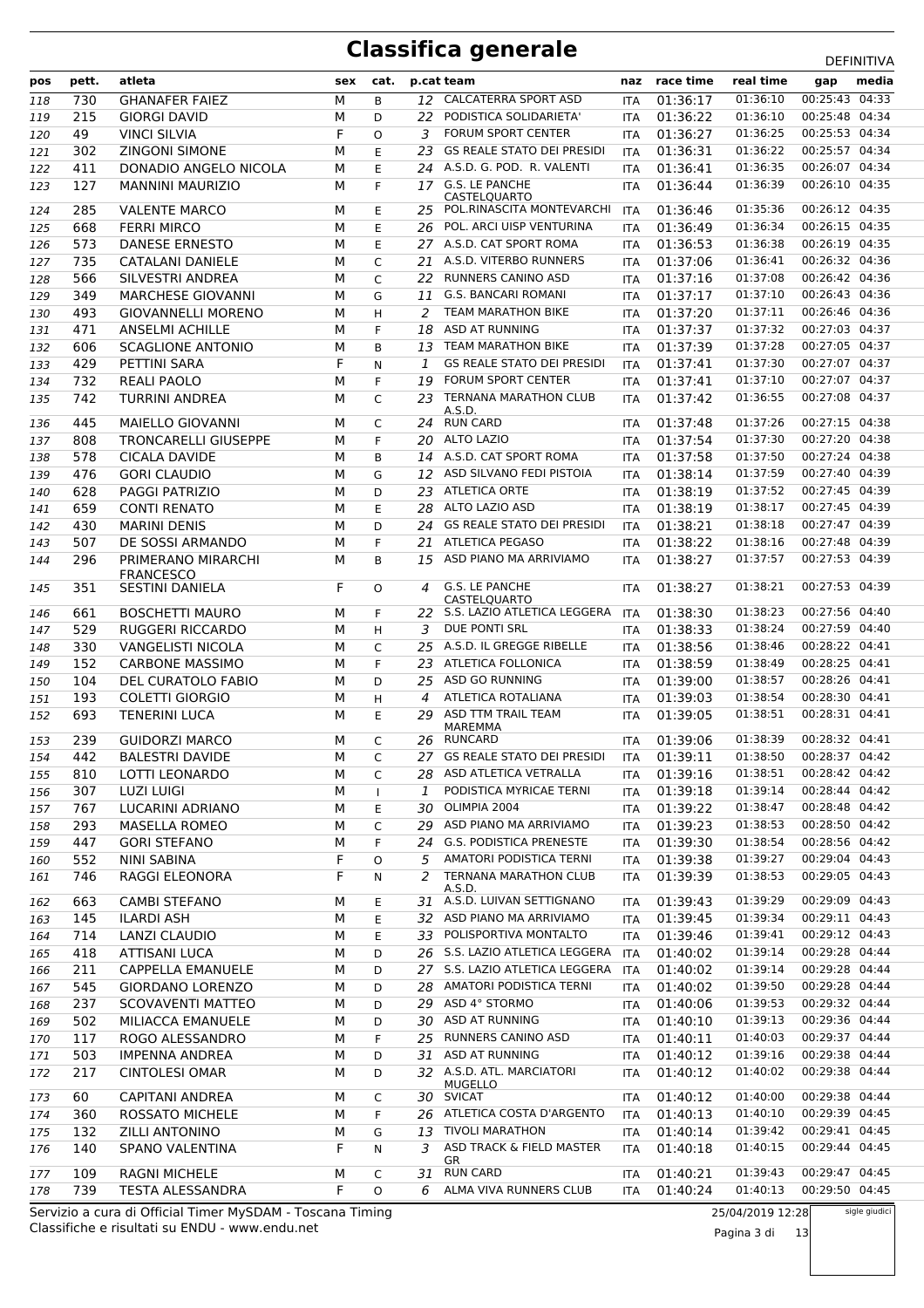# Classifica generale

DEFINITIVA

| pos | pett. | atleta | sex | cat. | p.cat | team | naz | race time | real time | gap | media |
|---|---|---|---|---|---|---|---|---|---|---|---|
| 118 | 730 | GHANAFER FAIEZ | M | B | 12 | CALCATERRA SPORT ASD | ITA | 01:36:17 | 01:36:10 | 00:25:43 | 04:33 |
| 119 | 215 | GIORGI DAVID | M | D | 22 | PODISTICA SOLIDARIETA' | ITA | 01:36:22 | 01:36:10 | 00:25:48 | 04:34 |
| 120 | 49 | VINCI SILVIA | F | O | 3 | FORUM SPORT CENTER | ITA | 01:36:27 | 01:36:25 | 00:25:53 | 04:34 |
| 121 | 302 | ZINGONI SIMONE | M | E | 23 | GS REALE STATO DEI PRESIDI | ITA | 01:36:31 | 01:36:22 | 00:25:57 | 04:34 |
| 122 | 411 | DONADIO ANGELO NICOLA | M | E | 24 | A.S.D. G. POD. R. VALENTI | ITA | 01:36:41 | 01:36:35 | 00:26:07 | 04:34 |
| 123 | 127 | MANNINI MAURIZIO | M | F | 17 | G.S. LE PANCHE CASTELQUARTO | ITA | 01:36:44 | 01:36:39 | 00:26:10 | 04:35 |
| 124 | 285 | VALENTE MARCO | M | E | 25 | POL.RINASCITA MONTEVARCHI | ITA | 01:36:46 | 01:35:36 | 00:26:12 | 04:35 |
| 125 | 668 | FERRI MIRCO | M | E | 26 | POL. ARCI UISP VENTURINA | ITA | 01:36:49 | 01:36:34 | 00:26:15 | 04:35 |
| 126 | 573 | DANESE ERNESTO | M | E | 27 | A.S.D. CAT SPORT ROMA | ITA | 01:36:53 | 01:36:38 | 00:26:19 | 04:35 |
| 127 | 735 | CATALANI DANIELE | M | C | 21 | A.S.D. VITERBO RUNNERS | ITA | 01:37:06 | 01:36:41 | 00:26:32 | 04:36 |
| 128 | 566 | SILVESTRI ANDREA | M | C | 22 | RUNNERS CANINO ASD | ITA | 01:37:16 | 01:37:08 | 00:26:42 | 04:36 |
| 129 | 349 | MARCHESE GIOVANNI | M | G | 11 | G.S. BANCARI ROMANI | ITA | 01:37:17 | 01:37:10 | 00:26:43 | 04:36 |
| 130 | 493 | GIOVANNELLI MORENO | M | H | 2 | TEAM MARATHON BIKE | ITA | 01:37:20 | 01:37:11 | 00:26:46 | 04:36 |
| 131 | 471 | ANSELMI ACHILLE | M | F | 18 | ASD AT RUNNING | ITA | 01:37:37 | 01:37:32 | 00:27:03 | 04:37 |
| 132 | 606 | SCAGLIONE ANTONIO | M | B | 13 | TEAM MARATHON BIKE | ITA | 01:37:39 | 01:37:28 | 00:27:05 | 04:37 |
| 133 | 429 | PETTINI SARA | F | N | 1 | GS REALE STATO DEI PRESIDI | ITA | 01:37:41 | 01:37:30 | 00:27:07 | 04:37 |
| 134 | 732 | REALI PAOLO | M | F | 19 | FORUM SPORT CENTER | ITA | 01:37:41 | 01:37:10 | 00:27:07 | 04:37 |
| 135 | 742 | TURRINI ANDREA | M | C | 23 | TERNANA MARATHON CLUB A.S.D. | ITA | 01:37:42 | 01:36:55 | 00:27:08 | 04:37 |
| 136 | 445 | MAIELLO GIOVANNI | M | C | 24 | RUN CARD | ITA | 01:37:48 | 01:37:26 | 00:27:15 | 04:38 |
| 137 | 808 | TRONCARELLI GIUSEPPE | M | F | 20 | ALTO LAZIO | ITA | 01:37:54 | 01:37:30 | 00:27:20 | 04:38 |
| 138 | 578 | CICALA DAVIDE | M | B | 14 | A.S.D. CAT SPORT ROMA | ITA | 01:37:58 | 01:37:50 | 00:27:24 | 04:38 |
| 139 | 476 | GORI CLAUDIO | M | G | 12 | ASD SILVANO FEDI PISTOIA | ITA | 01:38:14 | 01:37:59 | 00:27:40 | 04:39 |
| 140 | 628 | PAGGI PATRIZIO | M | D | 23 | ATLETICA ORTE | ITA | 01:38:19 | 01:37:52 | 00:27:45 | 04:39 |
| 141 | 659 | CONTI RENATO | M | E | 28 | ALTO LAZIO ASD | ITA | 01:38:19 | 01:38:17 | 00:27:45 | 04:39 |
| 142 | 430 | MARINI DENIS | M | D | 24 | GS REALE STATO DEI PRESIDI | ITA | 01:38:21 | 01:38:18 | 00:27:47 | 04:39 |
| 143 | 507 | DE SOSSI ARMANDO | M | F | 21 | ATLETICA PEGASO | ITA | 01:38:22 | 01:38:16 | 00:27:48 | 04:39 |
| 144 | 296 | PRIMERANO MIRARCHI FRANCESCO | M | B | 15 | ASD PIANO MA ARRIVIAMO | ITA | 01:38:27 | 01:37:57 | 00:27:53 | 04:39 |
| 145 | 351 | SESTINI DANIELA | F | O | 4 | G.S. LE PANCHE CASTELQUARTO | ITA | 01:38:27 | 01:38:21 | 00:27:53 | 04:39 |
| 146 | 661 | BOSCHETTI MAURO | M | F | 22 | S.S. LAZIO ATLETICA LEGGERA | ITA | 01:38:30 | 01:38:23 | 00:27:56 | 04:40 |
| 147 | 529 | RUGGERI RICCARDO | M | H | 3 | DUE PONTI SRL | ITA | 01:38:33 | 01:38:24 | 00:27:59 | 04:40 |
| 148 | 330 | VANGELISTI NICOLA | M | C | 25 | A.S.D. IL GREGGE RIBELLE | ITA | 01:38:56 | 01:38:46 | 00:28:22 | 04:41 |
| 149 | 152 | CARBONE MASSIMO | M | F | 23 | ATLETICA FOLLONICA | ITA | 01:38:59 | 01:38:49 | 00:28:25 | 04:41 |
| 150 | 104 | DEL CURATOLO FABIO | M | D | 25 | ASD GO RUNNING | ITA | 01:39:00 | 01:38:57 | 00:28:26 | 04:41 |
| 151 | 193 | COLETTI GIORGIO | M | H | 4 | ATLETICA ROTALIANA | ITA | 01:39:03 | 01:38:54 | 00:28:30 | 04:41 |
| 152 | 693 | TENERINI LUCA | M | E | 29 | ASD TTM TRAIL TEAM MAREMMA | ITA | 01:39:05 | 01:38:51 | 00:28:31 | 04:41 |
| 153 | 239 | GUIDORZI MARCO | M | C | 26 | RUNCARD | ITA | 01:39:06 | 01:38:39 | 00:28:32 | 04:41 |
| 154 | 442 | BALESTRI DAVIDE | M | C | 27 | GS REALE STATO DEI PRESIDI | ITA | 01:39:11 | 01:38:50 | 00:28:37 | 04:42 |
| 155 | 810 | LOTTI LEONARDO | M | C | 28 | ASD ATLETICA VETRALLA | ITA | 01:39:16 | 01:38:51 | 00:28:42 | 04:42 |
| 156 | 307 | LUZI LUIGI | M | I | 1 | PODISTICA MYRICAE TERNI | ITA | 01:39:18 | 01:39:14 | 00:28:44 | 04:42 |
| 157 | 767 | LUCARINI ADRIANO | M | E | 30 | OLIMPIA 2004 | ITA | 01:39:22 | 01:38:47 | 00:28:48 | 04:42 |
| 158 | 293 | MASELLA ROMEO | M | C | 29 | ASD PIANO MA ARRIVIAMO | ITA | 01:39:23 | 01:38:53 | 00:28:50 | 04:42 |
| 159 | 447 | GORI STEFANO | M | F | 24 | G.S. PODISTICA PRENESTE | ITA | 01:39:30 | 01:38:54 | 00:28:56 | 04:42 |
| 160 | 552 | NINI SABINA | F | O | 5 | AMATORI PODISTICA TERNI | ITA | 01:39:38 | 01:39:27 | 00:29:04 | 04:43 |
| 161 | 746 | RAGGI ELEONORA | F | N | 2 | TERNANA MARATHON CLUB A.S.D. | ITA | 01:39:39 | 01:38:53 | 00:29:05 | 04:43 |
| 162 | 663 | CAMBI STEFANO | M | E | 31 | A.S.D. LUIVAN SETTIGNANO | ITA | 01:39:43 | 01:39:29 | 00:29:09 | 04:43 |
| 163 | 145 | ILARDI ASH | M | E | 32 | ASD PIANO MA ARRIVIAMO | ITA | 01:39:45 | 01:39:34 | 00:29:11 | 04:43 |
| 164 | 714 | LANZI CLAUDIO | M | E | 33 | POLISPORTIVA MONTALTO | ITA | 01:39:46 | 01:39:41 | 00:29:12 | 04:43 |
| 165 | 418 | ATTISANI LUCA | M | D | 26 | S.S. LAZIO ATLETICA LEGGERA | ITA | 01:40:02 | 01:39:14 | 00:29:28 | 04:44 |
| 166 | 211 | CAPPELLA EMANUELE | M | D | 27 | S.S. LAZIO ATLETICA LEGGERA | ITA | 01:40:02 | 01:39:14 | 00:29:28 | 04:44 |
| 167 | 545 | GIORDANO LORENZO | M | D | 28 | AMATORI PODISTICA TERNI | ITA | 01:40:02 | 01:39:50 | 00:29:28 | 04:44 |
| 168 | 237 | SCOVAVENTI MATTEO | M | D | 29 | ASD 4° STORMO | ITA | 01:40:06 | 01:39:53 | 00:29:32 | 04:44 |
| 169 | 502 | MILIACCA EMANUELE | M | D | 30 | ASD AT RUNNING | ITA | 01:40:10 | 01:39:13 | 00:29:36 | 04:44 |
| 170 | 117 | ROGO ALESSANDRO | M | F | 25 | RUNNERS CANINO ASD | ITA | 01:40:11 | 01:40:03 | 00:29:37 | 04:44 |
| 171 | 503 | IMPENNA ANDREA | M | D | 31 | ASD AT RUNNING | ITA | 01:40:12 | 01:39:16 | 00:29:38 | 04:44 |
| 172 | 217 | CINTOLESI OMAR | M | D | 32 | A.S.D. ATL. MARCIATORI MUGELLO | ITA | 01:40:12 | 01:40:02 | 00:29:38 | 04:44 |
| 173 | 60 | CAPITANI ANDREA | M | C | 30 | SVICAT | ITA | 01:40:12 | 01:40:00 | 00:29:38 | 04:44 |
| 174 | 360 | ROSSATO MICHELE | M | F | 26 | ATLETICA COSTA D'ARGENTO | ITA | 01:40:13 | 01:40:10 | 00:29:39 | 04:45 |
| 175 | 132 | ZILLI ANTONINO | M | G | 13 | TIVOLI MARATHON | ITA | 01:40:14 | 01:39:42 | 00:29:41 | 04:45 |
| 176 | 140 | SPANO VALENTINA | F | N | 3 | ASD TRACK & FIELD MASTER GR | ITA | 01:40:18 | 01:40:15 | 00:29:44 | 04:45 |
| 177 | 109 | RAGNI MICHELE | M | C | 31 | RUN CARD | ITA | 01:40:21 | 01:39:43 | 00:29:47 | 04:45 |
| 178 | 739 | TESTA ALESSANDRA | F | O | 6 | ALMA VIVA RUNNERS CLUB | ITA | 01:40:24 | 01:40:13 | 00:29:50 | 04:45 |

Servizio a cura di Official Timer MySDAM - Toscana Timing
Classifiche e risultati su ENDU - www.endu.net

25/04/2019 12:28

sigle giudici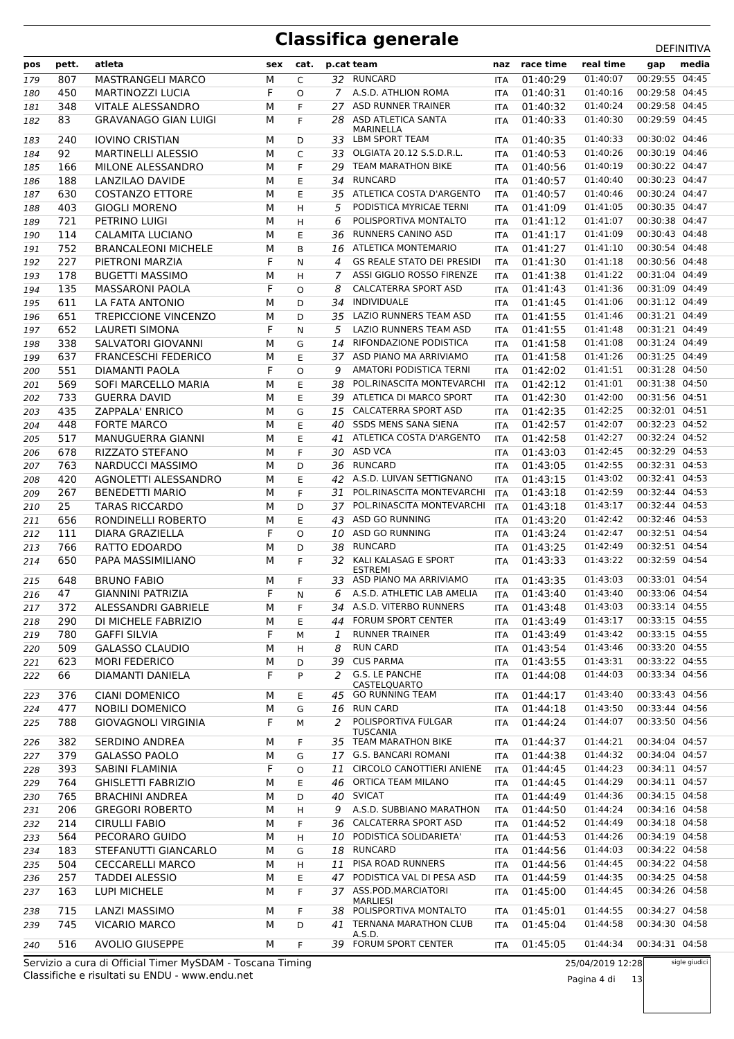# Classifica generale

DEFINITIVA

| pos | pett. | atleta | sex | cat. | p.cat | team | naz | race time | real time | gap | media |
|---|---|---|---|---|---|---|---|---|---|---|---|
| 179 | 807 | MASTRANGELI MARCO | M | C | 32 | RUNCARD | ITA | 01:40:29 | 01:40:07 | 00:29:55 | 04:45 |
| 180 | 450 | MARTINOZZI LUCIA | F | O | 7 | A.S.D. ATHLION ROMA | ITA | 01:40:31 | 01:40:16 | 00:29:58 | 04:45 |
| 181 | 348 | VITALE ALESSANDRO | M | F | 27 | ASD RUNNER TRAINER | ITA | 01:40:32 | 01:40:24 | 00:29:58 | 04:45 |
| 182 | 83 | GRAVANAGO GIAN LUIGI | M | F | 28 | ASD ATLETICA SANTA MARINELLA | ITA | 01:40:33 | 01:40:30 | 00:29:59 | 04:45 |
| 183 | 240 | IOVINO CRISTIAN | M | D | 33 | LBM SPORT TEAM | ITA | 01:40:35 | 01:40:33 | 00:30:02 | 04:46 |
| 184 | 92 | MARTINELLI ALESSIO | M | C | 33 | OLGIATA 20.12 S.S.D.R.L. | ITA | 01:40:53 | 01:40:26 | 00:30:19 | 04:46 |
| 185 | 166 | MILONE ALESSANDRO | M | F | 29 | TEAM MARATHON BIKE | ITA | 01:40:56 | 01:40:19 | 00:30:22 | 04:47 |
| 186 | 188 | LANZILAO DAVIDE | M | E | 34 | RUNCARD | ITA | 01:40:57 | 01:40:40 | 00:30:23 | 04:47 |
| 187 | 630 | COSTANZO ETTORE | M | E | 35 | ATLETICA COSTA D'ARGENTO | ITA | 01:40:57 | 01:40:46 | 00:30:24 | 04:47 |
| 188 | 403 | GIOGLI MORENO | M | H | 5 | PODISTICA MYRICAE TERNI | ITA | 01:41:09 | 01:41:05 | 00:30:35 | 04:47 |
| 189 | 721 | PETRINO LUIGI | M | H | 6 | POLISPORTIVA MONTALTO | ITA | 01:41:12 | 01:41:07 | 00:30:38 | 04:47 |
| 190 | 114 | CALAMITA LUCIANO | M | E | 36 | RUNNERS CANINO ASD | ITA | 01:41:17 | 01:41:09 | 00:30:43 | 04:48 |
| 191 | 752 | BRANCALEONI MICHELE | M | B | 16 | ATLETICA MONTEMARIO | ITA | 01:41:27 | 01:41:10 | 00:30:54 | 04:48 |
| 192 | 227 | PIETRONI MARZIA | F | N | 4 | GS REALE STATO DEI PRESIDI | ITA | 01:41:30 | 01:41:18 | 00:30:56 | 04:48 |
| 193 | 178 | BUGETTI MASSIMO | M | H | 7 | ASSI GIGLIO ROSSO FIRENZE | ITA | 01:41:38 | 01:41:22 | 00:31:04 | 04:49 |
| 194 | 135 | MASSARONI PAOLA | F | O | 8 | CALCATERRA SPORT ASD | ITA | 01:41:43 | 01:41:36 | 00:31:09 | 04:49 |
| 195 | 611 | LA FATA ANTONIO | M | D | 34 | INDIVIDUALE | ITA | 01:41:45 | 01:41:06 | 00:31:12 | 04:49 |
| 196 | 651 | TREPICCIONE VINCENZO | M | D | 35 | LAZIO RUNNERS TEAM ASD | ITA | 01:41:55 | 01:41:46 | 00:31:21 | 04:49 |
| 197 | 652 | LAURETI SIMONA | F | N | 5 | LAZIO RUNNERS TEAM ASD | ITA | 01:41:55 | 01:41:48 | 00:31:21 | 04:49 |
| 198 | 338 | SALVATORI GIOVANNI | M | G | 14 | RIFONDAZIONE PODISTICA | ITA | 01:41:58 | 01:41:08 | 00:31:24 | 04:49 |
| 199 | 637 | FRANCESCHI FEDERICO | M | E | 37 | ASD PIANO MA ARRIVIAMO | ITA | 01:41:58 | 01:41:26 | 00:31:25 | 04:49 |
| 200 | 551 | DIAMANTI PAOLA | F | O | 9 | AMATORI PODISTICA TERNI | ITA | 01:42:02 | 01:41:51 | 00:31:28 | 04:50 |
| 201 | 569 | SOFI MARCELLO MARIA | M | E | 38 | POL.RINASCITA MONTEVARCHI | ITA | 01:42:12 | 01:41:01 | 00:31:38 | 04:50 |
| 202 | 733 | GUERRA DAVID | M | E | 39 | ATLETICA DI MARCO SPORT | ITA | 01:42:30 | 01:42:00 | 00:31:56 | 04:51 |
| 203 | 435 | ZAPPALA' ENRICO | M | G | 15 | CALCATERRA SPORT ASD | ITA | 01:42:35 | 01:42:25 | 00:32:01 | 04:51 |
| 204 | 448 | FORTE MARCO | M | E | 40 | SSDS MENS SANA SIENA | ITA | 01:42:57 | 01:42:07 | 00:32:23 | 04:52 |
| 205 | 517 | MANUGUERRA GIANNI | M | E | 41 | ATLETICA COSTA D'ARGENTO | ITA | 01:42:58 | 01:42:27 | 00:32:24 | 04:52 |
| 206 | 678 | RIZZATO STEFANO | M | F | 30 | ASD VCA | ITA | 01:43:03 | 01:42:45 | 00:32:29 | 04:53 |
| 207 | 763 | NARDUCCI MASSIMO | M | D | 36 | RUNCARD | ITA | 01:43:05 | 01:42:55 | 00:32:31 | 04:53 |
| 208 | 420 | AGNOLETTI ALESSANDRO | M | E | 42 | A.S.D. LUIVAN SETTIGNANO | ITA | 01:43:15 | 01:43:02 | 00:32:41 | 04:53 |
| 209 | 267 | BENEDETTI MARIO | M | F | 31 | POL.RINASCITA MONTEVARCHI | ITA | 01:43:18 | 01:42:59 | 00:32:44 | 04:53 |
| 210 | 25 | TARAS RICCARDO | M | D | 37 | POL.RINASCITA MONTEVARCHI | ITA | 01:43:18 | 01:43:17 | 00:32:44 | 04:53 |
| 211 | 656 | RONDINELLI ROBERTO | M | E | 43 | ASD GO RUNNING | ITA | 01:43:20 | 01:42:42 | 00:32:46 | 04:53 |
| 212 | 111 | DIARA GRAZIELLA | F | O | 10 | ASD GO RUNNING | ITA | 01:43:24 | 01:42:47 | 00:32:51 | 04:54 |
| 213 | 766 | RATTO EDOARDO | M | D | 38 | RUNCARD | ITA | 01:43:25 | 01:42:49 | 00:32:51 | 04:54 |
| 214 | 650 | PAPA MASSIMILIANO | M | F | 32 | KALI KALASAG E SPORT ESTREMI | ITA | 01:43:33 | 01:43:22 | 00:32:59 | 04:54 |
| 215 | 648 | BRUNO FABIO | M | F | 33 | ASD PIANO MA ARRIVIAMO | ITA | 01:43:35 | 01:43:03 | 00:33:01 | 04:54 |
| 216 | 47 | GIANNINI PATRIZIA | F | N | 6 | A.S.D. ATHLETIC LAB AMELIA | ITA | 01:43:40 | 01:43:40 | 00:33:06 | 04:54 |
| 217 | 372 | ALESSANDRI GABRIELE | M | F | 34 | A.S.D. VITERBO RUNNERS | ITA | 01:43:48 | 01:43:03 | 00:33:14 | 04:55 |
| 218 | 290 | DI MICHELE FABRIZIO | M | E | 44 | FORUM SPORT CENTER | ITA | 01:43:49 | 01:43:17 | 00:33:15 | 04:55 |
| 219 | 780 | GAFFI SILVIA | F | M | 1 | RUNNER TRAINER | ITA | 01:43:49 | 01:43:42 | 00:33:15 | 04:55 |
| 220 | 509 | GALASSO CLAUDIO | M | H | 8 | RUN CARD | ITA | 01:43:54 | 01:43:46 | 00:33:20 | 04:55 |
| 221 | 623 | MORI FEDERICO | M | D | 39 | CUS PARMA | ITA | 01:43:55 | 01:43:31 | 00:33:22 | 04:55 |
| 222 | 66 | DIAMANTI DANIELA | F | P | 2 | G.S. LE PANCHE CASTELQUARTO | ITA | 01:44:08 | 01:44:03 | 00:33:34 | 04:56 |
| 223 | 376 | CIANI DOMENICO | M | E | 45 | GO RUNNING TEAM | ITA | 01:44:17 | 01:43:40 | 00:33:43 | 04:56 |
| 224 | 477 | NOBILI DOMENICO | M | G | 16 | RUN CARD | ITA | 01:44:18 | 01:43:50 | 00:33:44 | 04:56 |
| 225 | 788 | GIOVAGNOLI VIRGINIA | F | M | 2 | POLISPORTIVA FULGAR TUSCANIA | ITA | 01:44:24 | 01:44:07 | 00:33:50 | 04:56 |
| 226 | 382 | SERDINO ANDREA | M | F | 35 | TEAM MARATHON BIKE | ITA | 01:44:37 | 01:44:21 | 00:34:04 | 04:57 |
| 227 | 379 | GALASSO PAOLO | M | G | 17 | G.S. BANCARI ROMANI | ITA | 01:44:38 | 01:44:32 | 00:34:04 | 04:57 |
| 228 | 393 | SABINI FLAMINIA | F | O | 11 | CIRCOLO CANOTTIERI ANIENE | ITA | 01:44:45 | 01:44:23 | 00:34:11 | 04:57 |
| 229 | 764 | GHISLETTI FABRIZIO | M | E | 46 | ORTICA TEAM MILANO | ITA | 01:44:45 | 01:44:29 | 00:34:11 | 04:57 |
| 230 | 765 | BRACHINI ANDREA | M | D | 40 | SVICAT | ITA | 01:44:49 | 01:44:36 | 00:34:15 | 04:58 |
| 231 | 206 | GREGORI ROBERTO | M | H | 9 | A.S.D. SUBBIANO MARATHON | ITA | 01:44:50 | 01:44:24 | 00:34:16 | 04:58 |
| 232 | 214 | CIRULLI FABIO | M | F | 36 | CALCATERRA SPORT ASD | ITA | 01:44:52 | 01:44:49 | 00:34:18 | 04:58 |
| 233 | 564 | PECORARO GUIDO | M | H | 10 | PODISTICA SOLIDARIETA' | ITA | 01:44:53 | 01:44:26 | 00:34:19 | 04:58 |
| 234 | 183 | STEFANUTTI GIANCARLO | M | G | 18 | RUNCARD | ITA | 01:44:56 | 01:44:03 | 00:34:22 | 04:58 |
| 235 | 504 | CECCARELLI MARCO | M | H | 11 | PISA ROAD RUNNERS | ITA | 01:44:56 | 01:44:45 | 00:34:22 | 04:58 |
| 236 | 257 | TADDEI ALESSIO | M | E | 47 | PODISTICA VAL DI PESA ASD | ITA | 01:44:59 | 01:44:35 | 00:34:25 | 04:58 |
| 237 | 163 | LUPI MICHELE | M | F | 37 | ASS.POD.MARCIATORI MARLIESI | ITA | 01:45:00 | 01:44:45 | 00:34:26 | 04:58 |
| 238 | 715 | LANZI MASSIMO | M | F | 38 | POLISPORTIVA MONTALTO | ITA | 01:45:01 | 01:44:55 | 00:34:27 | 04:58 |
| 239 | 745 | VICARIO MARCO | M | D | 41 | TERNANA MARATHON CLUB A.S.D. | ITA | 01:45:04 | 01:44:58 | 00:34:30 | 04:58 |
| 240 | 516 | AVOLIO GIUSEPPE | M | F | 39 | FORUM SPORT CENTER | ITA | 01:45:05 | 01:44:34 | 00:34:31 | 04:58 |

Servizio a cura di Official Timer MySDAM - Toscana Timing
Classifiche e risultati su ENDU - www.endu.net

25/04/2019 12:28

sigle giudici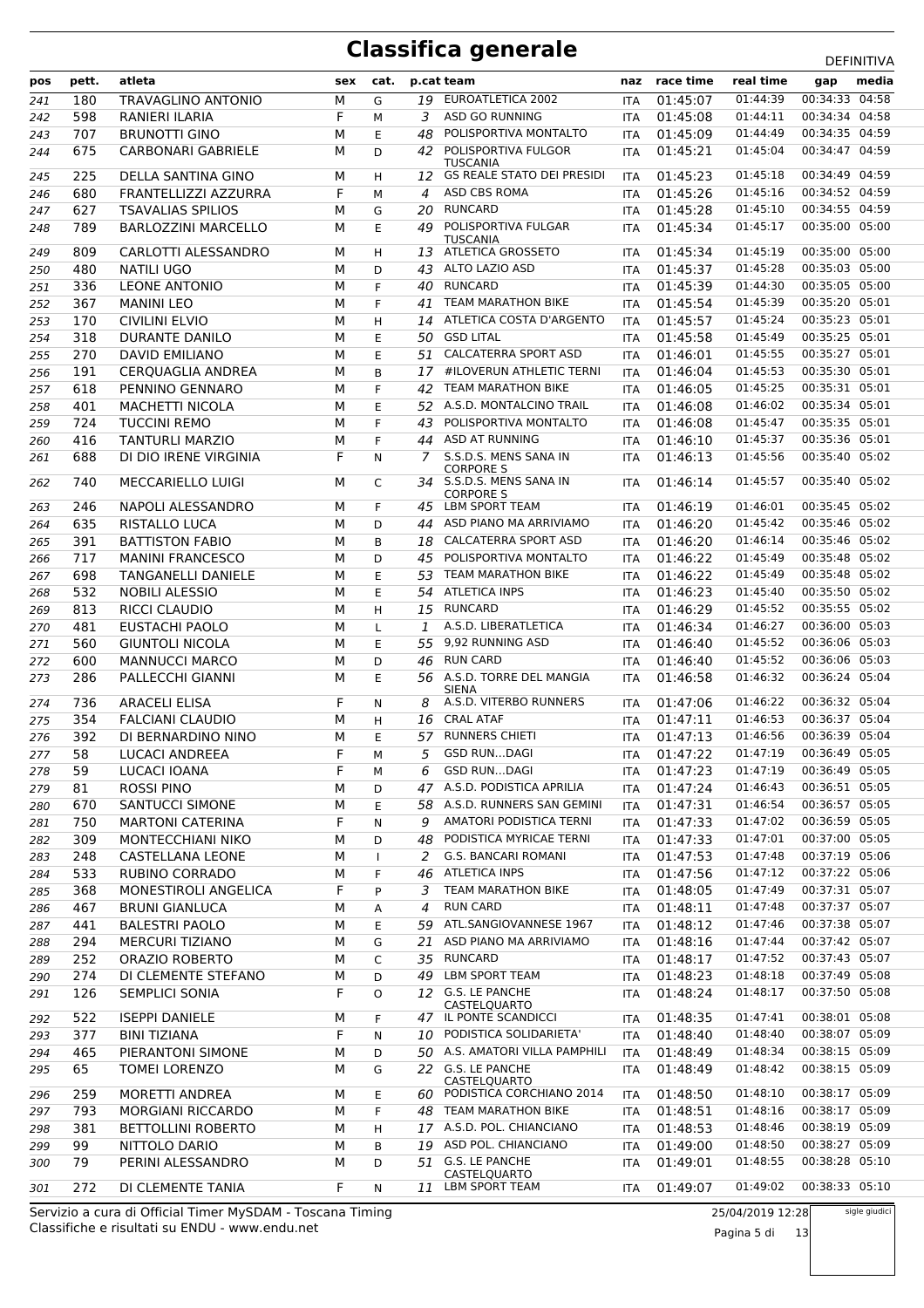# Classifica generale

DEFINITIVA

| pos | pett. | atleta | sex | cat. | p.cat | team | naz | race time | real time | gap | media |
|---|---|---|---|---|---|---|---|---|---|---|---|
| 241 | 180 | TRAVAGLINO ANTONIO | M | G | 19 | EUROATLETICA 2002 | ITA | 01:45:07 | 01:44:39 | 00:34:33 | 04:58 |
| 242 | 598 | RANIERI ILARIA | F | M | 3 | ASD GO RUNNING | ITA | 01:45:08 | 01:44:11 | 00:34:34 | 04:58 |
| 243 | 707 | BRUNOTTI GINO | M | E | 48 | POLISPORTIVA MONTALTO | ITA | 01:45:09 | 01:44:49 | 00:34:35 | 04:59 |
| 244 | 675 | CARBONARI GABRIELE | M | D | 42 | POLISPORTIVA FULGOR TUSCANIA | ITA | 01:45:21 | 01:45:04 | 00:34:47 | 04:59 |
| 245 | 225 | DELLA SANTINA GINO | M | H | 12 | GS REALE STATO DEI PRESIDI | ITA | 01:45:23 | 01:45:18 | 00:34:49 | 04:59 |
| 246 | 680 | FRANTELLIZZI AZZURRA | F | M | 4 | ASD CBS ROMA | ITA | 01:45:26 | 01:45:16 | 00:34:52 | 04:59 |
| 247 | 627 | TSAVALIAS SPILIOS | M | G | 20 | RUNCARD | ITA | 01:45:28 | 01:45:10 | 00:34:55 | 04:59 |
| 248 | 789 | BARLOZZINI MARCELLO | M | E | 49 | POLISPORTIVA FULGAR TUSCANIA | ITA | 01:45:34 | 01:45:17 | 00:35:00 | 05:00 |
| 249 | 809 | CARLOTTI ALESSANDRO | M | H | 13 | ATLETICA GROSSETO | ITA | 01:45:34 | 01:45:19 | 00:35:00 | 05:00 |
| 250 | 480 | NATILI UGO | M | D | 43 | ALTO LAZIO ASD | ITA | 01:45:37 | 01:45:28 | 00:35:03 | 05:00 |
| 251 | 336 | LEONE ANTONIO | M | F | 40 | RUNCARD | ITA | 01:45:39 | 01:44:30 | 00:35:05 | 05:00 |
| 252 | 367 | MANINI LEO | M | F | 41 | TEAM MARATHON BIKE | ITA | 01:45:54 | 01:45:39 | 00:35:20 | 05:01 |
| 253 | 170 | CIVILINI ELVIO | M | H | 14 | ATLETICA COSTA D'ARGENTO | ITA | 01:45:57 | 01:45:24 | 00:35:23 | 05:01 |
| 254 | 318 | DURANTE DANILO | M | E | 50 | GSD LITAL | ITA | 01:45:58 | 01:45:49 | 00:35:25 | 05:01 |
| 255 | 270 | DAVID EMILIANO | M | E | 51 | CALCATERRA SPORT ASD | ITA | 01:46:01 | 01:45:55 | 00:35:27 | 05:01 |
| 256 | 191 | CERQUAGLIA ANDREA | M | B | 17 | #ILOVERUN ATHLETIC TERNI | ITA | 01:46:04 | 01:45:53 | 00:35:30 | 05:01 |
| 257 | 618 | PENNINO GENNARO | M | F | 42 | TEAM MARATHON BIKE | ITA | 01:46:05 | 01:45:25 | 00:35:31 | 05:01 |
| 258 | 401 | MACHETTI NICOLA | M | E | 52 | A.S.D. MONTALCINO TRAIL | ITA | 01:46:08 | 01:46:02 | 00:35:34 | 05:01 |
| 259 | 724 | TUCCINI REMO | M | F | 43 | POLISPORTIVA MONTALTO | ITA | 01:46:08 | 01:45:47 | 00:35:35 | 05:01 |
| 260 | 416 | TANTURLI MARZIO | M | F | 44 | ASD AT RUNNING | ITA | 01:46:10 | 01:45:37 | 00:35:36 | 05:01 |
| 261 | 688 | DI DIO IRENE VIRGINIA | F | N | 7 | S.S.D.S. MENS SANA IN CORPORE S | ITA | 01:46:13 | 01:45:56 | 00:35:40 | 05:02 |
| 262 | 740 | MECCARIELLO LUIGI | M | C | 34 | S.S.D.S. MENS SANA IN CORPORE S | ITA | 01:46:14 | 01:45:57 | 00:35:40 | 05:02 |
| 263 | 246 | NAPOLI ALESSANDRO | M | F | 45 | LBM SPORT TEAM | ITA | 01:46:19 | 01:46:01 | 00:35:45 | 05:02 |
| 264 | 635 | RISTALLO LUCA | M | D | 44 | ASD PIANO MA ARRIVIAMO | ITA | 01:46:20 | 01:45:42 | 00:35:46 | 05:02 |
| 265 | 391 | BATTISTON FABIO | M | B | 18 | CALCATERRA SPORT ASD | ITA | 01:46:20 | 01:46:14 | 00:35:46 | 05:02 |
| 266 | 717 | MANINI FRANCESCO | M | D | 45 | POLISPORTIVA MONTALTO | ITA | 01:46:22 | 01:45:49 | 00:35:48 | 05:02 |
| 267 | 698 | TANGANELLI DANIELE | M | E | 53 | TEAM MARATHON BIKE | ITA | 01:46:22 | 01:45:49 | 00:35:48 | 05:02 |
| 268 | 532 | NOBILI ALESSIO | M | E | 54 | ATLETICA INPS | ITA | 01:46:23 | 01:45:40 | 00:35:50 | 05:02 |
| 269 | 813 | RICCI CLAUDIO | M | H | 15 | RUNCARD | ITA | 01:46:29 | 01:45:52 | 00:35:55 | 05:02 |
| 270 | 481 | EUSTACHI PAOLO | M | L | 1 | A.S.D. LIBERATLETICA | ITA | 01:46:34 | 01:46:27 | 00:36:00 | 05:03 |
| 271 | 560 | GIUNTOLI NICOLA | M | E | 55 | 9,92 RUNNING ASD | ITA | 01:46:40 | 01:45:52 | 00:36:06 | 05:03 |
| 272 | 600 | MANNUCCI MARCO | M | D | 46 | RUN CARD | ITA | 01:46:40 | 01:45:52 | 00:36:06 | 05:03 |
| 273 | 286 | PALLECCHI GIANNI | M | E | 56 | A.S.D. TORRE DEL MANGIA SIENA | ITA | 01:46:58 | 01:46:32 | 00:36:24 | 05:04 |
| 274 | 736 | ARACELI ELISA | F | N | 8 | A.S.D. VITERBO RUNNERS | ITA | 01:47:06 | 01:46:22 | 00:36:32 | 05:04 |
| 275 | 354 | FALCIANI CLAUDIO | M | H | 16 | CRAL ATAF | ITA | 01:47:11 | 01:46:53 | 00:36:37 | 05:04 |
| 276 | 392 | DI BERNARDINO NINO | M | E | 57 | RUNNERS CHIETI | ITA | 01:47:13 | 01:46:56 | 00:36:39 | 05:04 |
| 277 | 58 | LUCACI ANDREEA | F | M | 5 | GSD RUN...DAGI | ITA | 01:47:22 | 01:47:19 | 00:36:49 | 05:05 |
| 278 | 59 | LUCACI IOANA | F | M | 6 | GSD RUN...DAGI | ITA | 01:47:23 | 01:47:19 | 00:36:49 | 05:05 |
| 279 | 81 | ROSSI PINO | M | D | 47 | A.S.D. PODISTICA APRILIA | ITA | 01:47:24 | 01:46:43 | 00:36:51 | 05:05 |
| 280 | 670 | SANTUCCI SIMONE | M | E | 58 | A.S.D. RUNNERS SAN GEMINI | ITA | 01:47:31 | 01:46:54 | 00:36:57 | 05:05 |
| 281 | 750 | MARTONI CATERINA | F | N | 9 | AMATORI PODISTICA TERNI | ITA | 01:47:33 | 01:47:02 | 00:36:59 | 05:05 |
| 282 | 309 | MONTECCHIANI NIKO | M | D | 48 | PODISTICA MYRICAE TERNI | ITA | 01:47:33 | 01:47:01 | 00:37:00 | 05:05 |
| 283 | 248 | CASTELLANA LEONE | M | I | 2 | G.S. BANCARI ROMANI | ITA | 01:47:53 | 01:47:48 | 00:37:19 | 05:06 |
| 284 | 533 | RUBINO CORRADO | M | F | 46 | ATLETICA INPS | ITA | 01:47:56 | 01:47:12 | 00:37:22 | 05:06 |
| 285 | 368 | MONESTIROLI ANGELICA | F | P | 3 | TEAM MARATHON BIKE | ITA | 01:48:05 | 01:47:49 | 00:37:31 | 05:07 |
| 286 | 467 | BRUNI GIANLUCA | M | A | 4 | RUN CARD | ITA | 01:48:11 | 01:47:48 | 00:37:37 | 05:07 |
| 287 | 441 | BALESTRI PAOLO | M | E | 59 | ATL.SANGIOVANNESE 1967 | ITA | 01:48:12 | 01:47:46 | 00:37:38 | 05:07 |
| 288 | 294 | MERCURI TIZIANO | M | G | 21 | ASD PIANO MA ARRIVIAMO | ITA | 01:48:16 | 01:47:44 | 00:37:42 | 05:07 |
| 289 | 252 | ORAZIO ROBERTO | M | C | 35 | RUNCARD | ITA | 01:48:17 | 01:47:52 | 00:37:43 | 05:07 |
| 290 | 274 | DI CLEMENTE STEFANO | M | D | 49 | LBM SPORT TEAM | ITA | 01:48:23 | 01:48:18 | 00:37:49 | 05:08 |
| 291 | 126 | SEMPLICI SONIA | F | O | 12 | G.S. LE PANCHE CASTELQUARTO | ITA | 01:48:24 | 01:48:17 | 00:37:50 | 05:08 |
| 292 | 522 | ISEPPI DANIELE | M | F | 47 | IL PONTE SCANDICCI | ITA | 01:48:35 | 01:47:41 | 00:38:01 | 05:08 |
| 293 | 377 | BINI TIZIANA | F | N | 10 | PODISTICA SOLIDARIETA' | ITA | 01:48:40 | 01:48:40 | 00:38:07 | 05:09 |
| 294 | 465 | PIERANTONI SIMONE | M | D | 50 | A.S. AMATORI VILLA PAMPHILI | ITA | 01:48:49 | 01:48:34 | 00:38:15 | 05:09 |
| 295 | 65 | TOMEI LORENZO | M | G | 22 | G.S. LE PANCHE CASTELQUARTO | ITA | 01:48:49 | 01:48:42 | 00:38:15 | 05:09 |
| 296 | 259 | MORETTI ANDREA | M | E | 60 | PODISTICA CORCHIANO 2014 | ITA | 01:48:50 | 01:48:10 | 00:38:17 | 05:09 |
| 297 | 793 | MORGIANI RICCARDO | M | F | 48 | TEAM MARATHON BIKE | ITA | 01:48:51 | 01:48:16 | 00:38:17 | 05:09 |
| 298 | 381 | BETTOLLINI ROBERTO | M | H | 17 | A.S.D. POL. CHIANCIANO | ITA | 01:48:53 | 01:48:46 | 00:38:19 | 05:09 |
| 299 | 99 | NITTOLO DARIO | M | B | 19 | ASD POL. CHIANCIANO | ITA | 01:49:00 | 01:48:50 | 00:38:27 | 05:09 |
| 300 | 79 | PERINI ALESSANDRO | M | D | 51 | G.S. LE PANCHE CASTELQUARTO | ITA | 01:49:01 | 01:48:55 | 00:38:28 | 05:10 |
| 301 | 272 | DI CLEMENTE TANIA | F | N | 11 | LBM SPORT TEAM | ITA | 01:49:07 | 01:49:02 | 00:38:33 | 05:10 |

Servizio a cura di Official Timer MySDAM - Toscana Timing
Classifiche e risultati su ENDU - www.endu.net

25/04/2019 12:28

sigle giudici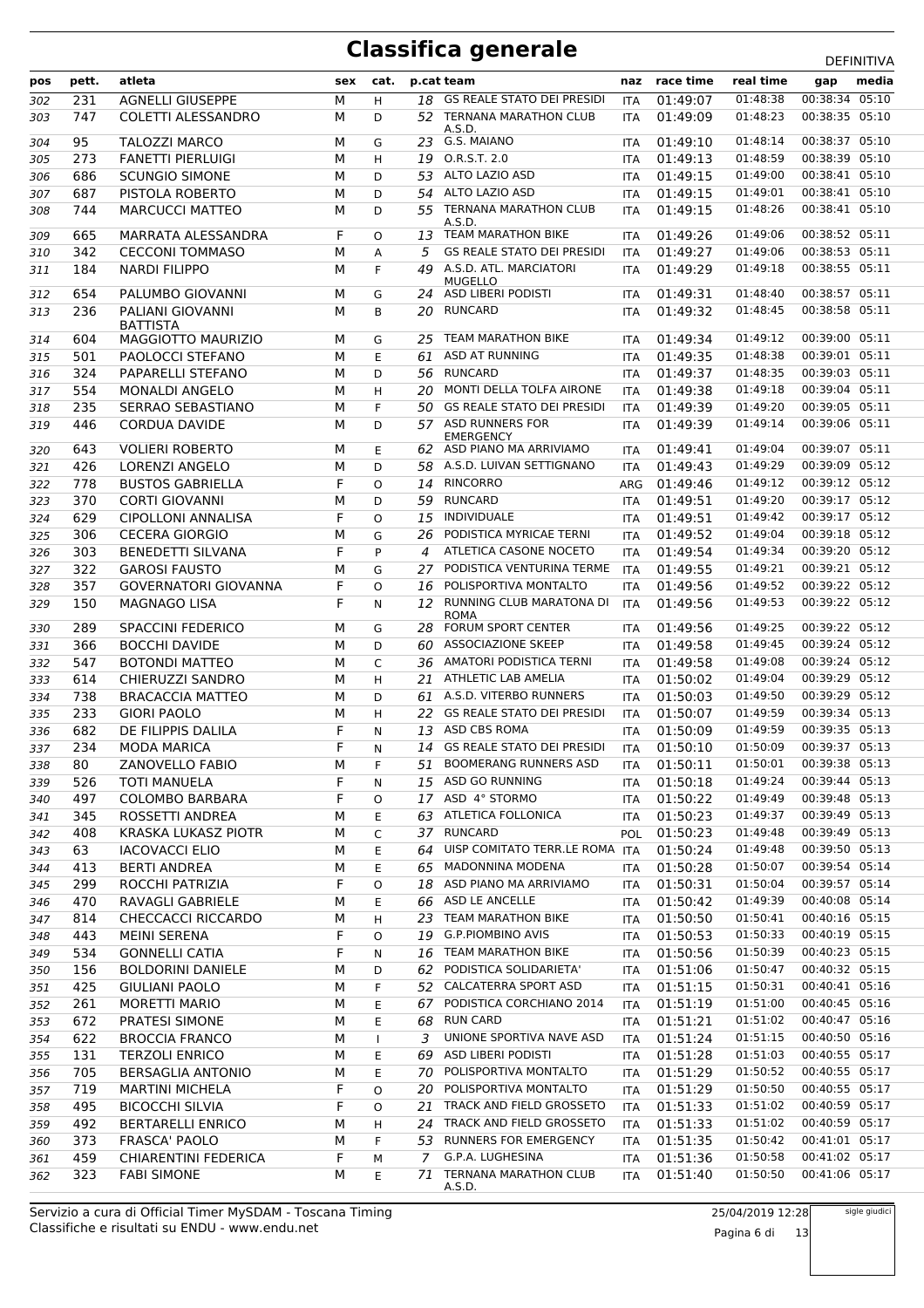# Classifica generale

DEFINITIVA

| pos | pett. | atleta | sex | cat. | p.cat | team | naz | race time | real time | gap | media |
|---|---|---|---|---|---|---|---|---|---|---|---|
| 302 | 231 | AGNELLI GIUSEPPE | M | H | 18 | GS REALE STATO DEI PRESIDI | ITA | 01:49:07 | 01:48:38 | 00:38:34 | 05:10 |
| 303 | 747 | COLETTI ALESSANDRO | M | D | 52 | TERNANA MARATHON CLUB A.S.D. | ITA | 01:49:09 | 01:48:23 | 00:38:35 | 05:10 |
| 304 | 95 | TALOZZI MARCO | M | G | 23 | G.S. MAIANO | ITA | 01:49:10 | 01:48:14 | 00:38:37 | 05:10 |
| 305 | 273 | FANETTI PIERLUIGI | M | H | 19 | O.R.S.T. 2.0 | ITA | 01:49:13 | 01:48:59 | 00:38:39 | 05:10 |
| 306 | 686 | SCUNGIO SIMONE | M | D | 53 | ALTO LAZIO ASD | ITA | 01:49:15 | 01:49:00 | 00:38:41 | 05:10 |
| 307 | 687 | PISTOLA ROBERTO | M | D | 54 | ALTO LAZIO ASD | ITA | 01:49:15 | 01:49:01 | 00:38:41 | 05:10 |
| 308 | 744 | MARCUCCI MATTEO | M | D | 55 | TERNANA MARATHON CLUB A.S.D. | ITA | 01:49:15 | 01:48:26 | 00:38:41 | 05:10 |
| 309 | 665 | MARRATA ALESSANDRA | F | O | 13 | TEAM MARATHON BIKE | ITA | 01:49:26 | 01:49:06 | 00:38:52 | 05:11 |
| 310 | 342 | CECCONI TOMMASO | M | A | 5 | GS REALE STATO DEI PRESIDI | ITA | 01:49:27 | 01:49:06 | 00:38:53 | 05:11 |
| 311 | 184 | NARDI FILIPPO | M | F | 49 | A.S.D. ATL. MARCIATORI MUGELLO | ITA | 01:49:29 | 01:49:18 | 00:38:55 | 05:11 |
| 312 | 654 | PALUMBO GIOVANNI | M | G | 24 | ASD LIBERI PODISTI | ITA | 01:49:31 | 01:48:40 | 00:38:57 | 05:11 |
| 313 | 236 | PALIANI GIOVANNI BATTISTA | M | B | 20 | RUNCARD | ITA | 01:49:32 | 01:48:45 | 00:38:58 | 05:11 |
| 314 | 604 | MAGGIOTTO MAURIZIO | M | G | 25 | TEAM MARATHON BIKE | ITA | 01:49:34 | 01:49:12 | 00:39:00 | 05:11 |
| 315 | 501 | PAOLOCCI STEFANO | M | E | 61 | ASD AT RUNNING | ITA | 01:49:35 | 01:48:38 | 00:39:01 | 05:11 |
| 316 | 324 | PAPARELLI STEFANO | M | D | 56 | RUNCARD | ITA | 01:49:37 | 01:48:35 | 00:39:03 | 05:11 |
| 317 | 554 | MONALDI ANGELO | M | H | 20 | MONTI DELLA TOLFA AIRONE | ITA | 01:49:38 | 01:49:18 | 00:39:04 | 05:11 |
| 318 | 235 | SERRAO SEBASTIANO | M | F | 50 | GS REALE STATO DEI PRESIDI | ITA | 01:49:39 | 01:49:20 | 00:39:05 | 05:11 |
| 319 | 446 | CORDUA DAVIDE | M | D | 57 | ASD RUNNERS FOR EMERGENCY | ITA | 01:49:39 | 01:49:14 | 00:39:06 | 05:11 |
| 320 | 643 | VOLIERI ROBERTO | M | E | 62 | ASD PIANO MA ARRIVIAMO | ITA | 01:49:41 | 01:49:04 | 00:39:07 | 05:11 |
| 321 | 426 | LORENZI ANGELO | M | D | 58 | A.S.D. LUIVAN SETTIGNANO | ITA | 01:49:43 | 01:49:29 | 00:39:09 | 05:12 |
| 322 | 778 | BUSTOS GABRIELLA | F | O | 14 | RINCORRO | ARG | 01:49:46 | 01:49:12 | 00:39:12 | 05:12 |
| 323 | 370 | CORTI GIOVANNI | M | D | 59 | RUNCARD | ITA | 01:49:51 | 01:49:20 | 00:39:17 | 05:12 |
| 324 | 629 | CIPOLLONI ANNALISA | F | O | 15 | INDIVIDUALE | ITA | 01:49:51 | 01:49:42 | 00:39:17 | 05:12 |
| 325 | 306 | CECERA GIORGIO | M | G | 26 | PODISTICA MYRICAE TERNI | ITA | 01:49:52 | 01:49:04 | 00:39:18 | 05:12 |
| 326 | 303 | BENEDETTI SILVANA | F | P | 4 | ATLETICA CASONE NOCETO | ITA | 01:49:54 | 01:49:34 | 00:39:20 | 05:12 |
| 327 | 322 | GAROSI FAUSTO | M | G | 27 | PODISTICA VENTURINA TERME | ITA | 01:49:55 | 01:49:21 | 00:39:21 | 05:12 |
| 328 | 357 | GOVERNATORI GIOVANNA | F | O | 16 | POLISPORTIVA MONTALTO | ITA | 01:49:56 | 01:49:52 | 00:39:22 | 05:12 |
| 329 | 150 | MAGNAGO LISA | F | N | 12 | RUNNING CLUB MARATONA DI ROMA | ITA | 01:49:56 | 01:49:53 | 00:39:22 | 05:12 |
| 330 | 289 | SPACCINI FEDERICO | M | G | 28 | FORUM SPORT CENTER | ITA | 01:49:56 | 01:49:25 | 00:39:22 | 05:12 |
| 331 | 366 | BOCCHI DAVIDE | M | D | 60 | ASSOCIAZIONE SKEEP | ITA | 01:49:58 | 01:49:45 | 00:39:24 | 05:12 |
| 332 | 547 | BOTONDI MATTEO | M | C | 36 | AMATORI PODISTICA TERNI | ITA | 01:49:58 | 01:49:08 | 00:39:24 | 05:12 |
| 333 | 614 | CHIERUZZI SANDRO | M | H | 21 | ATHLETIC LAB AMELIA | ITA | 01:50:02 | 01:49:04 | 00:39:29 | 05:12 |
| 334 | 738 | BRACACCIA MATTEO | M | D | 61 | A.S.D. VITERBO RUNNERS | ITA | 01:50:03 | 01:49:50 | 00:39:29 | 05:12 |
| 335 | 233 | GIORI PAOLO | M | H | 22 | GS REALE STATO DEI PRESIDI | ITA | 01:50:07 | 01:49:59 | 00:39:34 | 05:13 |
| 336 | 682 | DE FILIPPIS DALILA | F | N | 13 | ASD CBS ROMA | ITA | 01:50:09 | 01:49:59 | 00:39:35 | 05:13 |
| 337 | 234 | MODA MARICA | F | N | 14 | GS REALE STATO DEI PRESIDI | ITA | 01:50:10 | 01:50:09 | 00:39:37 | 05:13 |
| 338 | 80 | ZANOVELLO FABIO | M | F | 51 | BOOMERANG RUNNERS ASD | ITA | 01:50:11 | 01:50:01 | 00:39:38 | 05:13 |
| 339 | 526 | TOTI MANUELA | F | N | 15 | ASD GO RUNNING | ITA | 01:50:18 | 01:49:24 | 00:39:44 | 05:13 |
| 340 | 497 | COLOMBO BARBARA | F | O | 17 | ASD 4° STORMO | ITA | 01:50:22 | 01:49:49 | 00:39:48 | 05:13 |
| 341 | 345 | ROSSETTI ANDREA | M | E | 63 | ATLETICA FOLLONICA | ITA | 01:50:23 | 01:49:37 | 00:39:49 | 05:13 |
| 342 | 408 | KRASKA LUKASZ PIOTR | M | C | 37 | RUNCARD | POL | 01:50:23 | 01:49:48 | 00:39:49 | 05:13 |
| 343 | 63 | IACOVACCI ELIO | M | E | 64 | UISP COMITATO TERR.LE ROMA | ITA | 01:50:24 | 01:49:48 | 00:39:50 | 05:13 |
| 344 | 413 | BERTI ANDREA | M | E | 65 | MADONNINA MODENA | ITA | 01:50:28 | 01:50:07 | 00:39:54 | 05:14 |
| 345 | 299 | ROCCHI PATRIZIA | F | O | 18 | ASD PIANO MA ARRIVIAMO | ITA | 01:50:31 | 01:50:04 | 00:39:57 | 05:14 |
| 346 | 470 | RAVAGLI GABRIELE | M | E | 66 | ASD LE ANCELLE | ITA | 01:50:42 | 01:49:39 | 00:40:08 | 05:14 |
| 347 | 814 | CHECCACCI RICCARDO | M | H | 23 | TEAM MARATHON BIKE | ITA | 01:50:50 | 01:50:41 | 00:40:16 | 05:15 |
| 348 | 443 | MEINI SERENA | F | O | 19 | G.P.PIOMBINO AVIS | ITA | 01:50:53 | 01:50:33 | 00:40:19 | 05:15 |
| 349 | 534 | GONNELLI CATIA | F | N | 16 | TEAM MARATHON BIKE | ITA | 01:50:56 | 01:50:39 | 00:40:23 | 05:15 |
| 350 | 156 | BOLDORINI DANIELE | M | D | 62 | PODISTICA SOLIDARIETA' | ITA | 01:51:06 | 01:50:47 | 00:40:32 | 05:15 |
| 351 | 425 | GIULIANI PAOLO | M | F | 52 | CALCATERRA SPORT ASD | ITA | 01:51:15 | 01:50:31 | 00:40:41 | 05:16 |
| 352 | 261 | MORETTI MARIO | M | E | 67 | PODISTICA CORCHIANO 2014 | ITA | 01:51:19 | 01:51:00 | 00:40:45 | 05:16 |
| 353 | 672 | PRATESI SIMONE | M | E | 68 | RUN CARD | ITA | 01:51:21 | 01:51:02 | 00:40:47 | 05:16 |
| 354 | 622 | BROCCIA FRANCO | M | I | 3 | UNIONE SPORTIVA NAVE ASD | ITA | 01:51:24 | 01:51:15 | 00:40:50 | 05:16 |
| 355 | 131 | TERZOLI ENRICO | M | E | 69 | ASD LIBERI PODISTI | ITA | 01:51:28 | 01:51:03 | 00:40:55 | 05:17 |
| 356 | 705 | BERSAGLIA ANTONIO | M | E | 70 | POLISPORTIVA MONTALTO | ITA | 01:51:29 | 01:50:52 | 00:40:55 | 05:17 |
| 357 | 719 | MARTINI MICHELA | F | O | 20 | POLISPORTIVA MONTALTO | ITA | 01:51:29 | 01:50:50 | 00:40:55 | 05:17 |
| 358 | 495 | BICOCCHI SILVIA | F | O | 21 | TRACK AND FIELD GROSSETO | ITA | 01:51:33 | 01:51:02 | 00:40:59 | 05:17 |
| 359 | 492 | BERTARELLI ENRICO | M | H | 24 | TRACK AND FIELD GROSSETO | ITA | 01:51:33 | 01:51:02 | 00:40:59 | 05:17 |
| 360 | 373 | FRASCA' PAOLO | M | F | 53 | RUNNERS FOR EMERGENCY | ITA | 01:51:35 | 01:50:42 | 00:41:01 | 05:17 |
| 361 | 459 | CHIARENTINI FEDERICA | F | M | 7 | G.P.A. LUGHESINA | ITA | 01:51:36 | 01:50:58 | 00:41:02 | 05:17 |
| 362 | 323 | FABI SIMONE | M | E | 71 | TERNANA MARATHON CLUB A.S.D. | ITA | 01:51:40 | 01:50:50 | 00:41:06 | 05:17 |

Servizio a cura di Official Timer MySDAM - Toscana Timing
Classifiche e risultati su ENDU - www.endu.net

25/04/2019 12:28

sigle giudici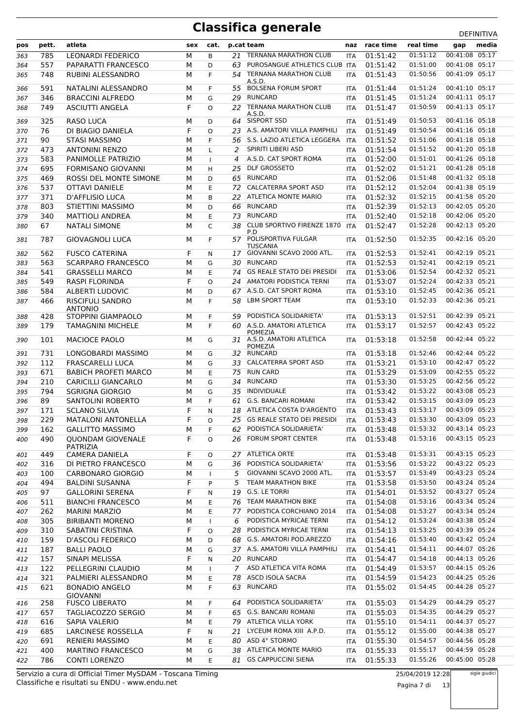# Classifica generale

DEFINITIVA

| pos | pett. | atleta | sex | cat. | p.cat | team | naz | race time | real time | gap | media |
|---|---|---|---|---|---|---|---|---|---|---|---|
| 363 | 785 | LEONARDI FEDERICO | M | B | 21 | TERNANA MARATHON CLUB | ITA | 01:51:42 | 01:51:12 | 00:41:08 | 05:17 |
| 364 | 557 | PAPARATTI FRANCESCO | M | D | 63 | PUROSANGUE ATHLETICS CLUB | ITA | 01:51:42 | 01:51:00 | 00:41:08 | 05:17 |
| 365 | 748 | RUBINI ALESSANDRO | M | F | 54 | TERNANA MARATHON CLUB A.S.D. | ITA | 01:51:43 | 01:50:56 | 00:41:09 | 05:17 |
| 366 | 591 | NATALINI ALESSANDRO | M | F | 55 | BOLSENA FORUM SPORT | ITA | 01:51:44 | 01:51:24 | 00:41:10 | 05:17 |
| 367 | 346 | BRACCINI ALFREDO | M | G | 29 | RUNCARD | ITA | 01:51:45 | 01:51:24 | 00:41:11 | 05:17 |
| 368 | 749 | ASCIUTTI ANGELA | F | O | 22 | TERNANA MARATHON CLUB A.S.D. | ITA | 01:51:47 | 01:50:59 | 00:41:13 | 05:17 |
| 369 | 325 | RASO LUCA | M | D | 64 | SISPORT SSD | ITA | 01:51:49 | 01:50:53 | 00:41:16 | 05:18 |
| 370 | 76 | DI BIAGIO DANIELA | F | O | 23 | A.S. AMATORI VILLA PAMPHILI | ITA | 01:51:49 | 01:50:54 | 00:41:16 | 05:18 |
| 371 | 90 | STASI MASSIMO | M | F | 56 | S.S. LAZIO ATLETICA LEGGERA | ITA | 01:51:52 | 01:51:06 | 00:41:18 | 05:18 |
| 372 | 473 | ANTONINI RENZO | M | L | 2 | SPIRITI LIBERI ASD | ITA | 01:51:54 | 01:51:52 | 00:41:20 | 05:18 |
| 373 | 583 | PANIMOLLE PATRIZIO | M | I | 4 | A.S.D. CAT SPORT ROMA | ITA | 01:52:00 | 01:51:01 | 00:41:26 | 05:18 |
| 374 | 695 | FORMISANO GIOVANNI | M | H | 25 | DLF GROSSETO | ITA | 01:52:02 | 01:51:21 | 00:41:28 | 05:18 |
| 375 | 469 | ROSSI DEL MONTE SIMONE | M | D | 65 | RUNCARD | ITA | 01:52:06 | 01:51:48 | 00:41:32 | 05:18 |
| 376 | 537 | OTTAVI DANIELE | M | E | 72 | CALCATERRA SPORT ASD | ITA | 01:52:12 | 01:52:04 | 00:41:38 | 05:19 |
| 377 | 371 | D'AFFLISIO LUCA | M | B | 22 | ATLETICA MONTE MARIO | ITA | 01:52:32 | 01:52:15 | 00:41:58 | 05:20 |
| 378 | 803 | STIETTINI MASSIMO | M | D | 66 | RUNCARD | ITA | 01:52:39 | 01:52:13 | 00:42:05 | 05:20 |
| 379 | 340 | MATTIOLI ANDREA | M | E | 73 | RUNCARD | ITA | 01:52:40 | 01:52:18 | 00:42:06 | 05:20 |
| 380 | 67 | NATALI SIMONE | M | C | 38 | CLUB SPORTIVO FIRENZE 1870 P.D | ITA | 01:52:47 | 01:52:28 | 00:42:13 | 05:20 |
| 381 | 787 | GIOVAGNOLI LUCA | M | F | 57 | POLISPORTIVA FULGAR TUSCANIA | ITA | 01:52:50 | 01:52:35 | 00:42:16 | 05:20 |
| 382 | 562 | FUSCO CATERINA | F | N | 17 | GIOVANNI SCAVO 2000 ATL. | ITA | 01:52:53 | 01:52:41 | 00:42:19 | 05:21 |
| 383 | 563 | SCARPARO FRANCESCO | M | G | 30 | RUNCARD | ITA | 01:52:53 | 01:52:41 | 00:42:19 | 05:21 |
| 384 | 541 | GRASSELLI MARCO | M | E | 74 | GS REALE STATO DEI PRESIDI | ITA | 01:53:06 | 01:52:54 | 00:42:32 | 05:21 |
| 385 | 549 | RASPI FLORINDA | F | O | 24 | AMATORI PODISTICA TERNI | ITA | 01:53:07 | 01:52:24 | 00:42:33 | 05:21 |
| 386 | 584 | ALBERTI LUDOVIC | M | D | 67 | A.S.D. CAT SPORT ROMA | ITA | 01:53:10 | 01:52:45 | 00:42:36 | 05:21 |
| 387 | 466 | RISCIFULI SANDRO ANTONIO | M | F | 58 | LBM SPORT TEAM | ITA | 01:53:10 | 01:52:33 | 00:42:36 | 05:21 |
| 388 | 428 | STOPPINI GIAMPAOLO | M | F | 59 | PODISTICA SOLIDARIETA' | ITA | 01:53:13 | 01:52:51 | 00:42:39 | 05:21 |
| 389 | 179 | TAMAGNINI MICHELE | M | F | 60 | A.S.D. AMATORI ATLETICA POMEZIA | ITA | 01:53:17 | 01:52:57 | 00:42:43 | 05:22 |
| 390 | 101 | MACIOCE PAOLO | M | G | 31 | A.S.D. AMATORI ATLETICA POMEZIA | ITA | 01:53:18 | 01:52:58 | 00:42:44 | 05:22 |
| 391 | 731 | LONGOBARDI MASSIMO | M | G | 32 | RUNCARD | ITA | 01:53:18 | 01:52:46 | 00:42:44 | 05:22 |
| 392 | 112 | FRASCARELLI LUCA | M | G | 33 | CALCATERRA SPORT ASD | ITA | 01:53:21 | 01:53:10 | 00:42:47 | 05:22 |
| 393 | 671 | BABICH PROFETI MARCO | M | E | 75 | RUN CARD | ITA | 01:53:29 | 01:53:09 | 00:42:55 | 05:22 |
| 394 | 210 | CARICILLI GIANCARLO | M | G | 34 | RUNCARD | ITA | 01:53:30 | 01:53:25 | 00:42:56 | 05:22 |
| 395 | 794 | SGRIGNA GIORGIO | M | G | 35 | INDIVIDUALE | ITA | 01:53:42 | 01:53:22 | 00:43:08 | 05:23 |
| 396 | 89 | SANTOLINI ROBERTO | M | F | 61 | G.S. BANCARI ROMANI | ITA | 01:53:42 | 01:53:15 | 00:43:09 | 05:23 |
| 397 | 171 | SCLANO SILVIA | F | N | 18 | ATLETICA COSTA D'ARGENTO | ITA | 01:53:43 | 01:53:17 | 00:43:09 | 05:23 |
| 398 | 229 | MATALONI ANTONELLA | F | O | 25 | GS REALE STATO DEI PRESIDI | ITA | 01:53:43 | 01:53:30 | 00:43:09 | 05:23 |
| 399 | 162 | GALLITTO MASSIMO | M | F | 62 | PODISTICA SOLIDARIETA' | ITA | 01:53:48 | 01:53:32 | 00:43:14 | 05:23 |
| 400 | 490 | QUONDAM GIOVENALE PATRIZIA | F | O | 26 | FORUM SPORT CENTER | ITA | 01:53:48 | 01:53:16 | 00:43:15 | 05:23 |
| 401 | 449 | CAMERA DANIELA | F | O | 27 | ATLETICA ORTE | ITA | 01:53:48 | 01:53:31 | 00:43:15 | 05:23 |
| 402 | 316 | DI PIETRO FRANCESCO | M | G | 36 | PODISTICA SOLIDARIETA' | ITA | 01:53:56 | 01:53:22 | 00:43:22 | 05:23 |
| 403 | 100 | CARBONARO GIORGIO | M | I | 5 | GIOVANNI SCAVO 2000 ATL. | ITA | 01:53:57 | 01:53:49 | 00:43:23 | 05:24 |
| 404 | 494 | BALDINI SUSANNA | F | P | 5 | TEAM MARATHON BIKE | ITA | 01:53:58 | 01:53:50 | 00:43:24 | 05:24 |
| 405 | 97 | GALLORINI SERENA | F | N | 19 | G.S. LE TORRI | ITA | 01:54:01 | 01:53:52 | 00:43:27 | 05:24 |
| 406 | 511 | BIANCHI FRANCESCO | M | E | 76 | TEAM MARATHON BIKE | ITA | 01:54:08 | 01:53:16 | 00:43:34 | 05:24 |
| 407 | 262 | MARINI MARZIO | M | E | 77 | PODISTICA CORCHIANO 2014 | ITA | 01:54:08 | 01:53:27 | 00:43:34 | 05:24 |
| 408 | 305 | BIRIBANTI MORENO | M | I | 6 | PODISTICA MYRICAE TERNI | ITA | 01:54:12 | 01:53:24 | 00:43:38 | 05:24 |
| 409 | 310 | SABATINI CRISTINA | F | O | 28 | PODISTICA MYRICAE TERNI | ITA | 01:54:13 | 01:53:25 | 00:43:39 | 05:24 |
| 410 | 159 | D'ASCOLI FEDERICO | M | D | 68 | G.S. AMATORI POD.AREZZO | ITA | 01:54:16 | 01:53:40 | 00:43:42 | 05:24 |
| 411 | 187 | BALLI PAOLO | M | G | 37 | A.S. AMATORI VILLA PAMPHILI | ITA | 01:54:41 | 01:54:11 | 00:44:07 | 05:26 |
| 412 | 157 | SINAPI MELISSA | F | N | 20 | RUNCARD | ITA | 01:54:47 | 01:54:18 | 00:44:13 | 05:26 |
| 413 | 122 | PELLEGRINI CLAUDIO | M | I | 7 | ASD ATLETICA VITA ROMA | ITA | 01:54:49 | 01:53:57 | 00:44:15 | 05:26 |
| 414 | 321 | PALMIERI ALESSANDRO | M | E | 78 | ASCD ISOLA SACRA | ITA | 01:54:59 | 01:54:23 | 00:44:25 | 05:26 |
| 415 | 621 | BONADIO ANGELO GIOVANNI | M | F | 63 | RUNCARD | ITA | 01:55:02 | 01:54:45 | 00:44:28 | 05:27 |
| 416 | 258 | FUSCO LIBERATO | M | F | 64 | PODISTICA SOLIDARIETA' | ITA | 01:55:03 | 01:54:29 | 00:44:29 | 05:27 |
| 417 | 657 | TAGLIACOZZO SERGIO | M | F | 65 | G.S. BANCARI ROMANI | ITA | 01:55:03 | 01:54:35 | 00:44:29 | 05:27 |
| 418 | 616 | SAPIA VALERIO | M | E | 79 | ATLETICA VILLA YORK | ITA | 01:55:10 | 01:54:11 | 00:44:37 | 05:27 |
| 419 | 685 | LARCINESE ROSSELLA | F | N | 21 | LYCEUM ROMA XIII A.P.D. | ITA | 01:55:12 | 01:55:00 | 00:44:38 | 05:27 |
| 420 | 691 | RENIERI MASSIMO | M | E | 80 | ASD 4° STORMO | ITA | 01:55:30 | 01:54:57 | 00:44:56 | 05:28 |
| 421 | 400 | MARTINO FRANCESCO | M | G | 38 | ATLETICA MONTE MARIO | ITA | 01:55:33 | 01:55:17 | 00:44:59 | 05:28 |
| 422 | 786 | CONTI LORENZO | M | E | 81 | GS CAPPUCCINI SIENA | ITA | 01:55:33 | 01:55:26 | 00:45:00 | 05:28 |

Servizio a cura di Official Timer MySDAM - Toscana Timing
Classifiche e risultati su ENDU - www.endu.net

25/04/2019 12:28

sigle giudici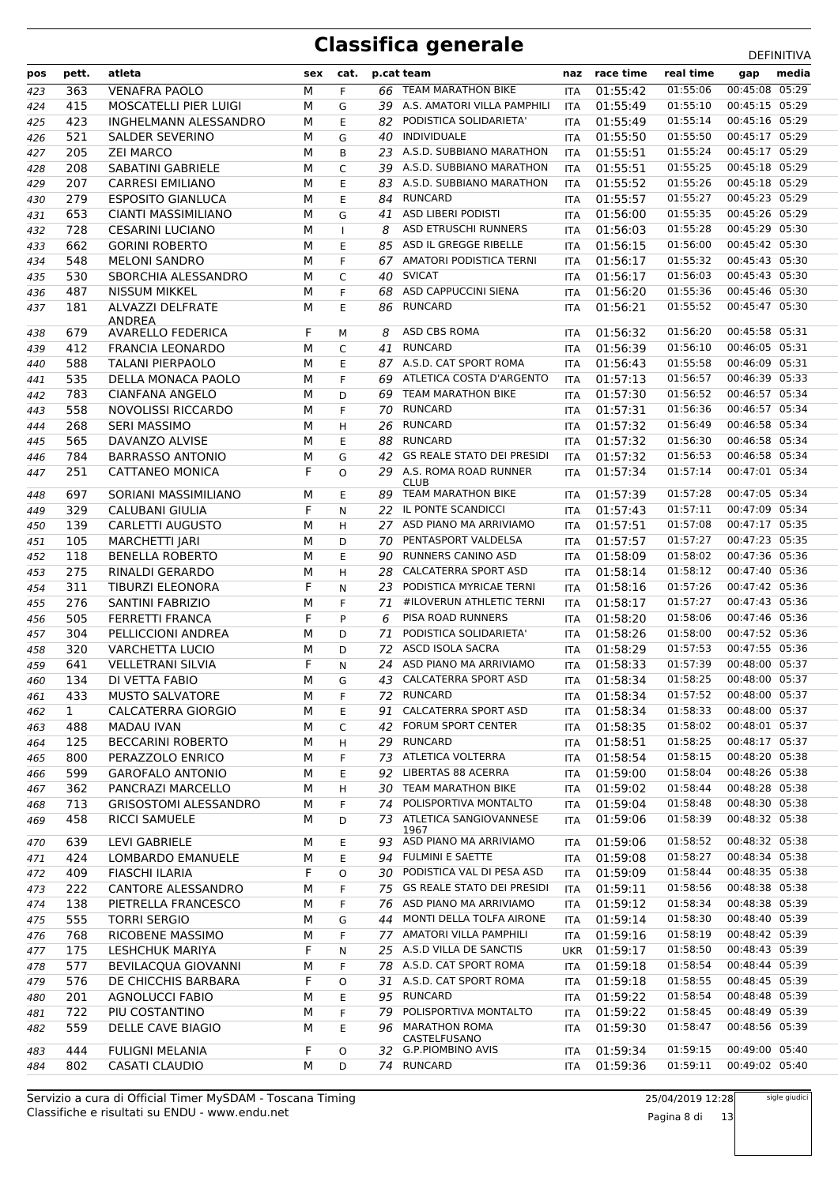# Classifica generale

DEFINITIVA

| pos | pett. | atleta | sex | cat. | p.cat | team | naz | race time | real time | gap | media |
|---|---|---|---|---|---|---|---|---|---|---|---|
| 423 | 363 | VENAFRA PAOLO | M | F | 66 | TEAM MARATHON BIKE | ITA | 01:55:42 | 01:55:06 | 00:45:08 | 05:29 |
| 424 | 415 | MOSCATELLI PIER LUIGI | M | G | 39 | A.S. AMATORI VILLA PAMPHILI | ITA | 01:55:49 | 01:55:10 | 00:45:15 | 05:29 |
| 425 | 423 | INGHELMANN ALESSANDRO | M | E | 82 | PODISTICA SOLIDARIETA' | ITA | 01:55:49 | 01:55:14 | 00:45:16 | 05:29 |
| 426 | 521 | SALDER SEVERINO | M | G | 40 | INDIVIDUALE | ITA | 01:55:50 | 01:55:50 | 00:45:17 | 05:29 |
| 427 | 205 | ZEI MARCO | M | B | 23 | A.S.D. SUBBIANO MARATHON | ITA | 01:55:51 | 01:55:24 | 00:45:17 | 05:29 |
| 428 | 208 | SABATINI GABRIELE | M | C | 39 | A.S.D. SUBBIANO MARATHON | ITA | 01:55:51 | 01:55:25 | 00:45:18 | 05:29 |
| 429 | 207 | CARRESI EMILIANO | M | E | 83 | A.S.D. SUBBIANO MARATHON | ITA | 01:55:52 | 01:55:26 | 00:45:18 | 05:29 |
| 430 | 279 | ESPOSITO GIANLUCA | M | E | 84 | RUNCARD | ITA | 01:55:57 | 01:55:27 | 00:45:23 | 05:29 |
| 431 | 653 | CIANTI MASSIMILIANO | M | G | 41 | ASD LIBERI PODISTI | ITA | 01:56:00 | 01:55:35 | 00:45:26 | 05:29 |
| 432 | 728 | CESARINI LUCIANO | M | I | 8 | ASD ETRUSCHI RUNNERS | ITA | 01:56:03 | 01:55:28 | 00:45:29 | 05:30 |
| 433 | 662 | GORINI ROBERTO | M | E | 85 | ASD IL GREGGE RIBELLE | ITA | 01:56:15 | 01:56:00 | 00:45:42 | 05:30 |
| 434 | 548 | MELONI SANDRO | M | F | 67 | AMATORI PODISTICA TERNI | ITA | 01:56:17 | 01:55:32 | 00:45:43 | 05:30 |
| 435 | 530 | SBORCHIA ALESSANDRO | M | C | 40 | SVICAT | ITA | 01:56:17 | 01:56:03 | 00:45:43 | 05:30 |
| 436 | 487 | NISSUM MIKKEL | M | F | 68 | ASD CAPPUCCINI SIENA | ITA | 01:56:20 | 01:55:36 | 00:45:46 | 05:30 |
| 437 | 181 | ALVAZZI DELFRATE ANDREA | M | E | 86 | RUNCARD | ITA | 01:56:21 | 01:55:52 | 00:45:47 | 05:30 |
| 438 | 679 | AVARELLO FEDERICA | F | M | 8 | ASD CBS ROMA | ITA | 01:56:32 | 01:56:20 | 00:45:58 | 05:31 |
| 439 | 412 | FRANCIA LEONARDO | M | C | 41 | RUNCARD | ITA | 01:56:39 | 01:56:10 | 00:46:05 | 05:31 |
| 440 | 588 | TALANI PIERPAOLO | M | E | 87 | A.S.D. CAT SPORT ROMA | ITA | 01:56:43 | 01:55:58 | 00:46:09 | 05:31 |
| 441 | 535 | DELLA MONACA PAOLO | M | F | 69 | ATLETICA COSTA D'ARGENTO | ITA | 01:57:13 | 01:56:57 | 00:46:39 | 05:33 |
| 442 | 783 | CIANFANA ANGELO | M | D | 69 | TEAM MARATHON BIKE | ITA | 01:57:30 | 01:56:52 | 00:46:57 | 05:34 |
| 443 | 558 | NOVOLISSI RICCARDO | M | F | 70 | RUNCARD | ITA | 01:57:31 | 01:56:36 | 00:46:57 | 05:34 |
| 444 | 268 | SERI MASSIMO | M | H | 26 | RUNCARD | ITA | 01:57:32 | 01:56:49 | 00:46:58 | 05:34 |
| 445 | 565 | DAVANZO ALVISE | M | E | 88 | RUNCARD | ITA | 01:57:32 | 01:56:30 | 00:46:58 | 05:34 |
| 446 | 784 | BARRASSO ANTONIO | M | G | 42 | GS REALE STATO DEI PRESIDI | ITA | 01:57:32 | 01:56:53 | 00:46:58 | 05:34 |
| 447 | 251 | CATTANEO MONICA | F | O | 29 | A.S. ROMA ROAD RUNNER CLUB | ITA | 01:57:34 | 01:57:14 | 00:47:01 | 05:34 |
| 448 | 697 | SORIANI MASSIMILIANO | M | E | 89 | TEAM MARATHON BIKE | ITA | 01:57:39 | 01:57:28 | 00:47:05 | 05:34 |
| 449 | 329 | CALUBANI GIULIA | F | N | 22 | IL PONTE SCANDICCI | ITA | 01:57:43 | 01:57:11 | 00:47:09 | 05:34 |
| 450 | 139 | CARLETTI AUGUSTO | M | H | 27 | ASD PIANO MA ARRIVIAMO | ITA | 01:57:51 | 01:57:08 | 00:47:17 | 05:35 |
| 451 | 105 | MARCHETTI JARI | M | D | 70 | PENTASPORT VALDELSA | ITA | 01:57:57 | 01:57:27 | 00:47:23 | 05:35 |
| 452 | 118 | BENELLA ROBERTO | M | E | 90 | RUNNERS CANINO ASD | ITA | 01:58:09 | 01:58:02 | 00:47:36 | 05:36 |
| 453 | 275 | RINALDI GERARDO | M | H | 28 | CALCATERRA SPORT ASD | ITA | 01:58:14 | 01:58:12 | 00:47:40 | 05:36 |
| 454 | 311 | TIBURZI ELEONORA | F | N | 23 | PODISTICA MYRICAE TERNI | ITA | 01:58:16 | 01:57:26 | 00:47:42 | 05:36 |
| 455 | 276 | SANTINI FABRIZIO | M | F | 71 | #ILOVERUN ATHLETIC TERNI | ITA | 01:58:17 | 01:57:27 | 00:47:43 | 05:36 |
| 456 | 505 | FERRETTI FRANCA | F | P | 6 | PISA ROAD RUNNERS | ITA | 01:58:20 | 01:58:06 | 00:47:46 | 05:36 |
| 457 | 304 | PELLICCIONI ANDREA | M | D | 71 | PODISTICA SOLIDARIETA' | ITA | 01:58:26 | 01:58:00 | 00:47:52 | 05:36 |
| 458 | 320 | VARCHETTA LUCIO | M | D | 72 | ASCD ISOLA SACRA | ITA | 01:58:29 | 01:57:53 | 00:47:55 | 05:36 |
| 459 | 641 | VELLETRANI SILVIA | F | N | 24 | ASD PIANO MA ARRIVIAMO | ITA | 01:58:33 | 01:57:39 | 00:48:00 | 05:37 |
| 460 | 134 | DI VETTA FABIO | M | G | 43 | CALCATERRA SPORT ASD | ITA | 01:58:34 | 01:58:25 | 00:48:00 | 05:37 |
| 461 | 433 | MUSTO SALVATORE | M | F | 72 | RUNCARD | ITA | 01:58:34 | 01:57:52 | 00:48:00 | 05:37 |
| 462 | 1 | CALCATERRA GIORGIO | M | E | 91 | CALCATERRA SPORT ASD | ITA | 01:58:34 | 01:58:33 | 00:48:00 | 05:37 |
| 463 | 488 | MADAU IVAN | M | C | 42 | FORUM SPORT CENTER | ITA | 01:58:35 | 01:58:02 | 00:48:01 | 05:37 |
| 464 | 125 | BECCARINI ROBERTO | M | H | 29 | RUNCARD | ITA | 01:58:51 | 01:58:25 | 00:48:17 | 05:37 |
| 465 | 800 | PERAZZOLO ENRICO | M | F | 73 | ATLETICA VOLTERRA | ITA | 01:58:54 | 01:58:15 | 00:48:20 | 05:38 |
| 466 | 599 | GAROFALO ANTONIO | M | E | 92 | LIBERTAS 88 ACERRA | ITA | 01:59:00 | 01:58:04 | 00:48:26 | 05:38 |
| 467 | 362 | PANCRAZI MARCELLO | M | H | 30 | TEAM MARATHON BIKE | ITA | 01:59:02 | 01:58:44 | 00:48:28 | 05:38 |
| 468 | 713 | GRISOSTOMI ALESSANDRO | M | F | 74 | POLISPORTIVA MONTALTO | ITA | 01:59:04 | 01:58:48 | 00:48:30 | 05:38 |
| 469 | 458 | RICCI SAMUELE | M | D | 73 | ATLETICA SANGIOVANNESE 1967 | ITA | 01:59:06 | 01:58:39 | 00:48:32 | 05:38 |
| 470 | 639 | LEVI GABRIELE | M | E | 93 | ASD PIANO MA ARRIVIAMO | ITA | 01:59:06 | 01:58:52 | 00:48:32 | 05:38 |
| 471 | 424 | LOMBARDO EMANUELE | M | E | 94 | FULMINI E SAETTE | ITA | 01:59:08 | 01:58:27 | 00:48:34 | 05:38 |
| 472 | 409 | FIASCHI ILARIA | F | O | 30 | PODISTICA VAL DI PESA ASD | ITA | 01:59:09 | 01:58:44 | 00:48:35 | 05:38 |
| 473 | 222 | CANTORE ALESSANDRO | M | F | 75 | GS REALE STATO DEI PRESIDI | ITA | 01:59:11 | 01:58:56 | 00:48:38 | 05:38 |
| 474 | 138 | PIETRELLA FRANCESCO | M | F | 76 | ASD PIANO MA ARRIVIAMO | ITA | 01:59:12 | 01:58:34 | 00:48:38 | 05:39 |
| 475 | 555 | TORRI SERGIO | M | G | 44 | MONTI DELLA TOLFA AIRONE | ITA | 01:59:14 | 01:58:30 | 00:48:40 | 05:39 |
| 476 | 768 | RICOBENE MASSIMO | M | F | 77 | AMATORI VILLA PAMPHILI | ITA | 01:59:16 | 01:58:19 | 00:48:42 | 05:39 |
| 477 | 175 | LESHCHUK MARIYA | F | N | 25 | A.S.D VILLA DE SANCTIS | UKR | 01:59:17 | 01:58:50 | 00:48:43 | 05:39 |
| 478 | 577 | BEVILACQUA GIOVANNI | M | F | 78 | A.S.D. CAT SPORT ROMA | ITA | 01:59:18 | 01:58:54 | 00:48:44 | 05:39 |
| 479 | 576 | DE CHICCHIS BARBARA | F | O | 31 | A.S.D. CAT SPORT ROMA | ITA | 01:59:18 | 01:58:55 | 00:48:45 | 05:39 |
| 480 | 201 | AGNOLUCCI FABIO | M | E | 95 | RUNCARD | ITA | 01:59:22 | 01:58:54 | 00:48:48 | 05:39 |
| 481 | 722 | PIU COSTANTINO | M | F | 79 | POLISPORTIVA MONTALTO | ITA | 01:59:22 | 01:58:45 | 00:48:49 | 05:39 |
| 482 | 559 | DELLE CAVE BIAGIO | M | E | 96 | MARATHON ROMA CASTELFUSANO | ITA | 01:59:30 | 01:58:47 | 00:48:56 | 05:39 |
| 483 | 444 | FULIGNI MELANIA | F | O | 32 | G.P.PIOMBINO AVIS | ITA | 01:59:34 | 01:59:15 | 00:49:00 | 05:40 |
| 484 | 802 | CASATI CLAUDIO | M | D | 74 | RUNCARD | ITA | 01:59:36 | 01:59:11 | 00:49:02 | 05:40 |

Servizio a cura di Official Timer MySDAM - Toscana Timing
Classifiche e risultati su ENDU - www.endu.net

25/04/2019 12:28

sigle giudici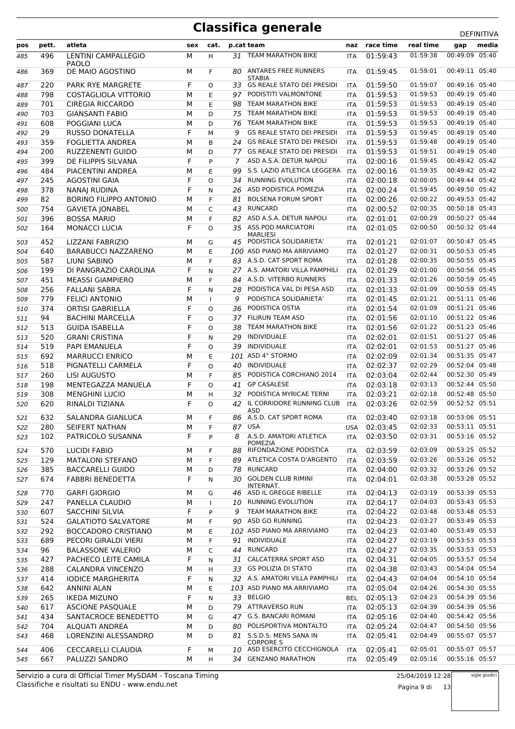# Classifica generale

DEFINITIVA

| pos | pett. | atleta | sex | cat. | p.cat | team | naz | race time | real time | gap | media |
|---|---|---|---|---|---|---|---|---|---|---|---|
| 485 | 496 | LENTINI CAMPALLEGIO PAOLO | M | H | 31 | TEAM MARATHON BIKE | ITA | 01:59:43 | 01:59:38 | 00:49:09 | 05:40 |
| 486 | 369 | DE MAIO AGOSTINO | M | F | 80 | ANTARES FREE RUNNERS STABIA | ITA | 01:59:45 | 01:59:01 | 00:49:11 | 05:40 |
| 487 | 220 | PARK RYE MARGRETE | F | O | 33 | GS REALE STATO DEI PRESIDI | ITA | 01:59:50 | 01:59:07 | 00:49:16 | 05:40 |
| 488 | 798 | COSTAGLIOLA VITTORIO | M | E | 97 | PODISTITI VALMONTONE | ITA | 01:59:53 | 01:59:53 | 00:49:19 | 05:40 |
| 489 | 701 | CIREGIA RICCARDO | M | E | 98 | TEAM MARATHON BIKE | ITA | 01:59:53 | 01:59:53 | 00:49:19 | 05:40 |
| 490 | 703 | GIANSANTI FABIO | M | D | 75 | TEAM MARATHON BIKE | ITA | 01:59:53 | 01:59:53 | 00:49:19 | 05:40 |
| 491 | 608 | POGGIANI LUCA | M | D | 76 | TEAM MARATHON BIKE | ITA | 01:59:53 | 01:59:53 | 00:49:19 | 05:40 |
| 492 | 29 | RUSSO DONATELLA | F | M | 9 | GS REALE STATO DEI PRESIDI | ITA | 01:59:53 | 01:59:45 | 00:49:19 | 05:40 |
| 493 | 359 | FOGLIETTA ANDREA | M | B | 24 | GS REALE STATO DEI PRESIDI | ITA | 01:59:53 | 01:59:48 | 00:49:19 | 05:40 |
| 494 | 200 | RUZZENENTI GUIDO | M | D | 77 | GS REALE STATO DEI PRESIDI | ITA | 01:59:53 | 01:59:51 | 00:49:19 | 05:40 |
| 495 | 399 | DE FILIPPIS SILVANA | F | P | 7 | ASD A.S.A. DETUR NAPOLI | ITA | 02:00:16 | 01:59:45 | 00:49:42 | 05:42 |
| 496 | 484 | PIACENTINI ANDREA | M | E | 99 | S.S. LAZIO ATLETICA LEGGERA | ITA | 02:00:16 | 01:59:35 | 00:49:42 | 05:42 |
| 497 | 245 | AGOSTINI GAIA | F | O | 34 | RUNNING EVOLUTION | ITA | 02:00:18 | 02:00:05 | 00:49:44 | 05:42 |
| 498 | 378 | NANAJ RUDINA | F | N | 26 | ASD PODISTICA POMEZIA | ITA | 02:00:24 | 01:59:45 | 00:49:50 | 05:42 |
| 499 | 82 | BORINO FILIPPO ANTONIO | M | F | 81 | BOLSENA FORUM SPORT | ITA | 02:00:26 | 02:00:22 | 00:49:53 | 05:42 |
| 500 | 754 | GAVIETA JONABEL | M | C | 43 | RUNCARD | ITA | 02:00:52 | 02:00:35 | 00:50:18 | 05:43 |
| 501 | 396 | BOSSA MARIO | M | F | 82 | ASD A.S.A. DETUR NAPOLI | ITA | 02:01:01 | 02:00:29 | 00:50:27 | 05:44 |
| 502 | 164 | MONACCI LUCIA | F | O | 35 | ASS.POD.MARCIATORI MARLIESI | ITA | 02:01:05 | 02:00:50 | 00:50:32 | 05:44 |
| 503 | 452 | LIZZANI FABRIZIO | M | G | 45 | PODISTICA SOLIDARIETA' | ITA | 02:01:21 | 02:01:07 | 00:50:47 | 05:45 |
| 504 | 640 | BARABUCCI NAZZARENO | M | E | 100 | ASD PIANO MA ARRIVIAMO | ITA | 02:01:27 | 02:00:31 | 00:50:53 | 05:45 |
| 505 | 587 | LIUNI SABINO | M | F | 83 | A.S.D. CAT SPORT ROMA | ITA | 02:01:28 | 02:00:35 | 00:50:55 | 05:45 |
| 506 | 199 | DI PANGRAZIO CAROLINA | F | N | 27 | A.S. AMATORI VILLA PAMPHILI | ITA | 02:01:29 | 02:01:00 | 00:50:56 | 05:45 |
| 507 | 451 | MEASSI GIAMPIERO | M | F | 84 | A.S.D. VITERBO RUNNERS | ITA | 02:01:33 | 02:01:26 | 00:50:59 | 05:45 |
| 508 | 256 | FALLANI SABRA | F | N | 28 | PODISTICA VAL DI PESA ASD | ITA | 02:01:33 | 02:01:09 | 00:50:59 | 05:45 |
| 509 | 779 | FELICI ANTONIO | M | I | 9 | PODISTICA SOLIDARIETA' | ITA | 02:01:45 | 02:01:21 | 00:51:11 | 05:46 |
| 510 | 374 | ORTISI GABRIELLA | F | O | 36 | PODISTICA OSTIA | ITA | 02:01:54 | 02:01:09 | 00:51:21 | 05:46 |
| 511 | 94 | BACHINI MARCELLA | F | O | 37 | FILIRUN TEAM ASD | ITA | 02:01:56 | 02:01:10 | 00:51:22 | 05:46 |
| 512 | 513 | GUIDA ISABELLA | F | O | 38 | TEAM MARATHON BIKE | ITA | 02:01:56 | 02:01:22 | 00:51:23 | 05:46 |
| 513 | 520 | GRANI CRISTINA | F | N | 29 | INDIVIDUALE | ITA | 02:02:01 | 02:01:51 | 00:51:27 | 05:46 |
| 514 | 519 | PAPI EMANUELA | F | O | 39 | INDIVIDUALE | ITA | 02:02:01 | 02:01:53 | 00:51:27 | 05:46 |
| 515 | 692 | MARRUCCI ENRICO | M | E | 101 | ASD 4° STORMO | ITA | 02:02:09 | 02:01:34 | 00:51:35 | 05:47 |
| 516 | 518 | PIGNATELLI CARMELA | F | O | 40 | INDIVIDUALE | ITA | 02:02:37 | 02:02:29 | 00:52:04 | 05:48 |
| 517 | 260 | LISI AUGUSTO | M | F | 85 | PODISTICA CORCHIANO 2014 | ITA | 02:03:04 | 02:02:44 | 00:52:30 | 05:49 |
| 518 | 198 | MENTEGAZZA MANUELA | F | O | 41 | GP CASALESE | ITA | 02:03:18 | 02:03:13 | 00:52:44 | 05:50 |
| 519 | 308 | MENGHINI LUCIO | M | H | 32 | PODISTICA MYRICAE TERNI | ITA | 02:03:21 | 02:02:18 | 00:52:48 | 05:50 |
| 520 | 620 | RINALDI TIZIANA | F | O | 42 | IL CORRIDORE RUNNING CLUB ASD | ITA | 02:03:26 | 02:02:59 | 00:52:52 | 05:51 |
| 521 | 632 | SALANDRA GIANLUCA | M | F | 86 | A.S.D. CAT SPORT ROMA | ITA | 02:03:40 | 02:03:18 | 00:53:06 | 05:51 |
| 522 | 280 | SEIFERT NATHAN | M | F | 87 | USA | USA | 02:03:45 | 02:02:33 | 00:53:11 | 05:51 |
| 523 | 102 | PATRICOLO SUSANNA | F | P | 8 | A.S.D. AMATORI ATLETICA POMEZIA | ITA | 02:03:50 | 02:03:31 | 00:53:16 | 05:52 |
| 524 | 570 | LUCIDI FABIO | M | F | 88 | RIFONDAZIONE PODISTICA | ITA | 02:03:59 | 02:03:09 | 00:53:25 | 05:52 |
| 525 | 129 | MATALONI STEFANO | M | F | 89 | ATLETICA COSTA D'ARGENTO | ITA | 02:03:59 | 02:03:26 | 00:53:26 | 05:52 |
| 526 | 385 | BACCARELLI GUIDO | M | D | 78 | RUNCARD | ITA | 02:04:00 | 02:03:32 | 00:53:26 | 05:52 |
| 527 | 674 | FABBRI BENEDETTA | F | N | 30 | GOLDEN CLUB RIMINI INTERNAT. | ITA | 02:04:01 | 02:03:38 | 00:53:28 | 05:52 |
| 528 | 770 | GARFI GIORGIO | M | G | 46 | ASD IL GREGGE RIBELLE | ITA | 02:04:13 | 02:03:19 | 00:53:39 | 05:53 |
| 529 | 247 | PANELLA CLAUDIO | M | I | 10 | RUNNING EVOLUTION | ITA | 02:04:17 | 02:04:03 | 00:53:43 | 05:53 |
| 530 | 607 | SACCHINI SILVIA | F | P | 9 | TEAM MARATHON BIKE | ITA | 02:04:22 | 02:03:48 | 00:53:48 | 05:53 |
| 531 | 524 | GALATIOTO SALVATORE | M | F | 90 | ASD GO RUNNING | ITA | 02:04:23 | 02:03:27 | 00:53:49 | 05:53 |
| 532 | 292 | BOCCADORO CRISTIANO | M | E | 102 | ASD PIANO MA ARRIVIAMO | ITA | 02:04:23 | 02:03:40 | 00:53:49 | 05:53 |
| 533 | 689 | PECORI GIRALDI VIERI | M | F | 91 | INDIVIDUALE | ITA | 02:04:27 | 02:03:19 | 00:53:53 | 05:53 |
| 534 | 96 | BALASSONE VALERIO | M | C | 44 | RUNCARD | ITA | 02:04:27 | 02:02:35 | 00:53:53 | 05:53 |
| 535 | 427 | PACHECO LEITE CAMILA | F | N | 31 | CALCATERRA SPORT ASD | ITA | 02:04:31 | 02:04:05 | 00:53:57 | 05:54 |
| 536 | 288 | CALANDRA VINCENZO | M | H | 33 | GS POLIZIA DI STATO | ITA | 02:04:38 | 02:03:43 | 00:54:04 | 05:54 |
| 537 | 414 | IODICE MARGHERITA | F | N | 32 | A.S. AMATORI VILLA PAMPHILI | ITA | 02:04:43 | 02:04:04 | 00:54:10 | 05:54 |
| 538 | 642 | ANNINI ALAN | M | E | 103 | ASD PIANO MA ARRIVIAMO | ITA | 02:05:04 | 02:04:26 | 00:54:30 | 05:55 |
| 539 | 265 | IKEDA MIZUNO | F | N | 33 | BELGIO | BEL | 02:05:13 | 02:04:23 | 00:54:39 | 05:56 |
| 540 | 617 | ASCIONE PASQUALE | M | D | 79 | ATTRAVERSO RUN | ITA | 02:05:13 | 02:04:39 | 00:54:39 | 05:56 |
| 541 | 434 | SANTACROCE BENEDETTO | M | G | 47 | G.S. BANCARI ROMANI | ITA | 02:05:16 | 02:04:40 | 00:54:42 | 05:56 |
| 542 | 704 | ALQUATI ANDREA | M | D | 80 | POLISPORTIVA MONTALTO | ITA | 02:05:24 | 02:04:47 | 00:54:50 | 05:56 |
| 543 | 468 | LORENZINI ALESSANDRO | M | D | 81 | S.S.D.S. MENS SANA IN CORPORE S | ITA | 02:05:41 | 02:04:49 | 00:55:07 | 05:57 |
| 544 | 406 | CECCARELLI CLAUDIA | F | M | 10 | ASD ESERCITO CECCHIGNOLA | ITA | 02:05:41 | 02:05:01 | 00:55:07 | 05:57 |
| 545 | 667 | PALUZZI SANDRO | M | H | 34 | GENZANO MARATHON | ITA | 02:05:49 | 02:05:16 | 00:55:16 | 05:57 |

Servizio a cura di Official Timer MySDAM - Toscana Timing
Classifiche e risultati su ENDU - www.endu.net

25/04/2019 12:28

sigle giudici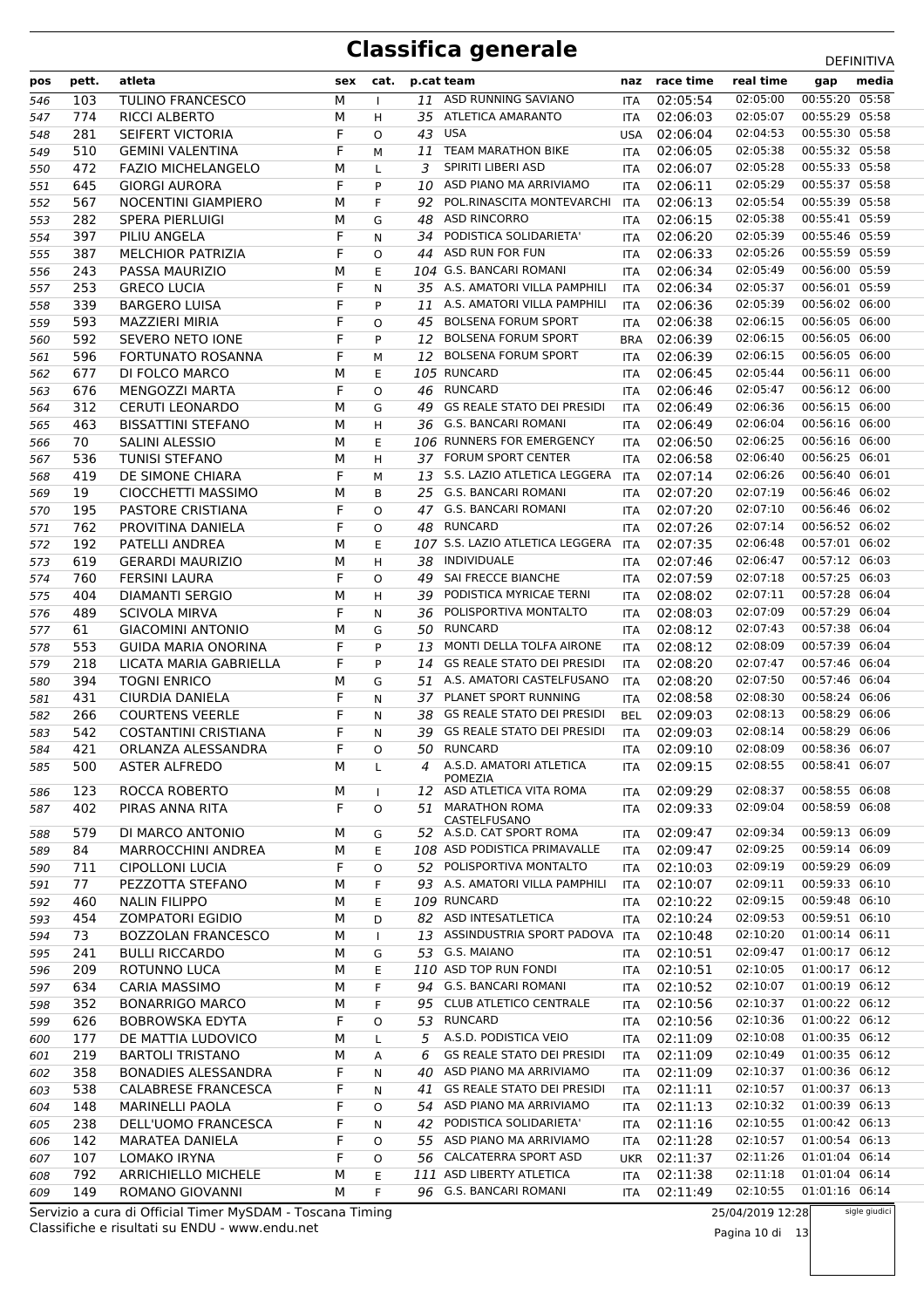# Classifica generale

DEFINITIVA

| pos | pett. | atleta | sex | cat. | p.cat | team | naz | race time | real time | gap | media |
|---|---|---|---|---|---|---|---|---|---|---|---|
| 546 | 103 | TULINO FRANCESCO | M | I | 11 | ASD RUNNING SAVIANO | ITA | 02:05:54 | 02:05:00 | 00:55:20 | 05:58 |
| 547 | 774 | RICCI ALBERTO | M | H | 35 | ATLETICA AMARANTO | ITA | 02:06:03 | 02:05:07 | 00:55:29 | 05:58 |
| 548 | 281 | SEIFERT VICTORIA | F | O | 43 | USA | USA | 02:06:04 | 02:04:53 | 00:55:30 | 05:58 |
| 549 | 510 | GEMINI VALENTINA | F | M | 11 | TEAM MARATHON BIKE | ITA | 02:06:05 | 02:05:38 | 00:55:32 | 05:58 |
| 550 | 472 | FAZIO MICHELANGELO | M | L | 3 | SPIRITI LIBERI ASD | ITA | 02:06:07 | 02:05:28 | 00:55:33 | 05:58 |
| 551 | 645 | GIORGI AURORA | F | P | 10 | ASD PIANO MA ARRIVIAMO | ITA | 02:06:11 | 02:05:29 | 00:55:37 | 05:58 |
| 552 | 567 | NOCENTINI GIAMPIERO | M | F | 92 | POL.RINASCITA MONTEVARCHI | ITA | 02:06:13 | 02:05:54 | 00:55:39 | 05:58 |
| 553 | 282 | SPERA PIERLUIGI | M | G | 48 | ASD RINCORRO | ITA | 02:06:15 | 02:05:38 | 00:55:41 | 05:59 |
| 554 | 397 | PILIU ANGELA | F | N | 34 | PODISTICA SOLIDARIETA' | ITA | 02:06:20 | 02:05:39 | 00:55:46 | 05:59 |
| 555 | 387 | MELCHIOR PATRIZIA | F | O | 44 | ASD RUN FOR FUN | ITA | 02:06:33 | 02:05:26 | 00:55:59 | 05:59 |
| 556 | 243 | PASSA MAURIZIO | M | E | 104 | G.S. BANCARI ROMANI | ITA | 02:06:34 | 02:05:49 | 00:56:00 | 05:59 |
| 557 | 253 | GRECO LUCIA | F | N | 35 | A.S. AMATORI VILLA PAMPHILI | ITA | 02:06:34 | 02:05:37 | 00:56:01 | 05:59 |
| 558 | 339 | BARGERO LUISA | F | P | 11 | A.S. AMATORI VILLA PAMPHILI | ITA | 02:06:36 | 02:05:39 | 00:56:02 | 06:00 |
| 559 | 593 | MAZZIERI MIRIA | F | O | 45 | BOLSENA FORUM SPORT | ITA | 02:06:38 | 02:06:15 | 00:56:05 | 06:00 |
| 560 | 592 | SEVERO NETO IONE | F | P | 12 | BOLSENA FORUM SPORT | BRA | 02:06:39 | 02:06:15 | 00:56:05 | 06:00 |
| 561 | 596 | FORTUNATO ROSANNA | F | M | 12 | BOLSENA FORUM SPORT | ITA | 02:06:39 | 02:06:15 | 00:56:05 | 06:00 |
| 562 | 677 | DI FOLCO MARCO | M | E | 105 | RUNCARD | ITA | 02:06:45 | 02:05:44 | 00:56:11 | 06:00 |
| 563 | 676 | MENGOZZI MARTA | F | O | 46 | RUNCARD | ITA | 02:06:46 | 02:05:47 | 00:56:12 | 06:00 |
| 564 | 312 | CERUTI LEONARDO | M | G | 49 | GS REALE STATO DEI PRESIDI | ITA | 02:06:49 | 02:06:36 | 00:56:15 | 06:00 |
| 565 | 463 | BISSATTINI STEFANO | M | H | 36 | G.S. BANCARI ROMANI | ITA | 02:06:49 | 02:06:04 | 00:56:16 | 06:00 |
| 566 | 70 | SALINI ALESSIO | M | E | 106 | RUNNERS FOR EMERGENCY | ITA | 02:06:50 | 02:06:25 | 00:56:16 | 06:00 |
| 567 | 536 | TUNISI STEFANO | M | H | 37 | FORUM SPORT CENTER | ITA | 02:06:58 | 02:06:40 | 00:56:25 | 06:01 |
| 568 | 419 | DE SIMONE CHIARA | F | M | 13 | S.S. LAZIO ATLETICA LEGGERA | ITA | 02:07:14 | 02:06:26 | 00:56:40 | 06:01 |
| 569 | 19 | CIOCCHETTI MASSIMO | M | B | 25 | G.S. BANCARI ROMANI | ITA | 02:07:20 | 02:07:19 | 00:56:46 | 06:02 |
| 570 | 195 | PASTORE CRISTIANA | F | O | 47 | G.S. BANCARI ROMANI | ITA | 02:07:20 | 02:07:10 | 00:56:46 | 06:02 |
| 571 | 762 | PROVITINA DANIELA | F | O | 48 | RUNCARD | ITA | 02:07:26 | 02:07:14 | 00:56:52 | 06:02 |
| 572 | 192 | PATELLI ANDREA | M | E | 107 | S.S. LAZIO ATLETICA LEGGERA | ITA | 02:07:35 | 02:06:48 | 00:57:01 | 06:02 |
| 573 | 619 | GERARDI MAURIZIO | M | H | 38 | INDIVIDUALE | ITA | 02:07:46 | 02:06:47 | 00:57:12 | 06:03 |
| 574 | 760 | FERSINI LAURA | F | O | 49 | SAI FRECCE BIANCHE | ITA | 02:07:59 | 02:07:18 | 00:57:25 | 06:03 |
| 575 | 404 | DIAMANTI SERGIO | M | H | 39 | PODISTICA MYRICAE TERNI | ITA | 02:08:02 | 02:07:11 | 00:57:28 | 06:04 |
| 576 | 489 | SCIVOLA MIRVA | F | N | 36 | POLISPORTIVA MONTALTO | ITA | 02:08:03 | 02:07:09 | 00:57:29 | 06:04 |
| 577 | 61 | GIACOMINI ANTONIO | M | G | 50 | RUNCARD | ITA | 02:08:12 | 02:07:43 | 00:57:38 | 06:04 |
| 578 | 553 | GUIDA MARIA ONORINA | F | P | 13 | MONTI DELLA TOLFA AIRONE | ITA | 02:08:12 | 02:08:09 | 00:57:39 | 06:04 |
| 579 | 218 | LICATA MARIA GABRIELLA | F | P | 14 | GS REALE STATO DEI PRESIDI | ITA | 02:08:20 | 02:07:47 | 00:57:46 | 06:04 |
| 580 | 394 | TOGNI ENRICO | M | G | 51 | A.S. AMATORI CASTELFUSANO | ITA | 02:08:20 | 02:07:50 | 00:57:46 | 06:04 |
| 581 | 431 | CIURDIA DANIELA | F | N | 37 | PLANET SPORT RUNNING | ITA | 02:08:58 | 02:08:30 | 00:58:24 | 06:06 |
| 582 | 266 | COURTENS VEERLE | F | N | 38 | GS REALE STATO DEI PRESIDI | BEL | 02:09:03 | 02:08:13 | 00:58:29 | 06:06 |
| 583 | 542 | COSTANTINI CRISTIANA | F | N | 39 | GS REALE STATO DEI PRESIDI | ITA | 02:09:03 | 02:08:14 | 00:58:29 | 06:06 |
| 584 | 421 | ORLANZA ALESSANDRA | F | O | 50 | RUNCARD | ITA | 02:09:10 | 02:08:09 | 00:58:36 | 06:07 |
| 585 | 500 | ASTER ALFREDO | M | L | 4 | A.S.D. AMATORI ATLETICA POMEZIA | ITA | 02:09:15 | 02:08:55 | 00:58:41 | 06:07 |
| 586 | 123 | ROCCA ROBERTO | M | I | 12 | ASD ATLETICA VITA ROMA | ITA | 02:09:29 | 02:08:37 | 00:58:55 | 06:08 |
| 587 | 402 | PIRAS ANNA RITA | F | O | 51 | MARATHON ROMA CASTELFUSANO | ITA | 02:09:33 | 02:09:04 | 00:58:59 | 06:08 |
| 588 | 579 | DI MARCO ANTONIO | M | G | 52 | A.S.D. CAT SPORT ROMA | ITA | 02:09:47 | 02:09:34 | 00:59:13 | 06:09 |
| 589 | 84 | MARROCCHINI ANDREA | M | E | 108 | ASD PODISTICA PRIMAVALLE | ITA | 02:09:47 | 02:09:25 | 00:59:14 | 06:09 |
| 590 | 711 | CIPOLLONI LUCIA | F | O | 52 | POLISPORTIVA MONTALTO | ITA | 02:10:03 | 02:09:19 | 00:59:29 | 06:09 |
| 591 | 77 | PEZZOTTA STEFANO | M | F | 93 | A.S. AMATORI VILLA PAMPHILI | ITA | 02:10:07 | 02:09:11 | 00:59:33 | 06:10 |
| 592 | 460 | NALIN FILIPPO | M | E | 109 | RUNCARD | ITA | 02:10:22 | 02:09:15 | 00:59:48 | 06:10 |
| 593 | 454 | ZOMPATORI EGIDIO | M | D | 82 | ASD INTESATLETICA | ITA | 02:10:24 | 02:09:53 | 00:59:51 | 06:10 |
| 594 | 73 | BOZZOLAN FRANCESCO | M | I | 13 | ASSINDUSTRIA SPORT PADOVA | ITA | 02:10:48 | 02:10:20 | 01:00:14 | 06:11 |
| 595 | 241 | BULLI RICCARDO | M | G | 53 | G.S. MAIANO | ITA | 02:10:51 | 02:09:47 | 01:00:17 | 06:12 |
| 596 | 209 | ROTUNNO LUCA | M | E | 110 | ASD TOP RUN FONDI | ITA | 02:10:51 | 02:10:05 | 01:00:17 | 06:12 |
| 597 | 634 | CARIA MASSIMO | M | F | 94 | G.S. BANCARI ROMANI | ITA | 02:10:52 | 02:10:07 | 01:00:19 | 06:12 |
| 598 | 352 | BONARRIGO MARCO | M | F | 95 | CLUB ATLETICO CENTRALE | ITA | 02:10:56 | 02:10:37 | 01:00:22 | 06:12 |
| 599 | 626 | BOBROWSKA EDYTA | F | O | 53 | RUNCARD | ITA | 02:10:56 | 02:10:36 | 01:00:22 | 06:12 |
| 600 | 177 | DE MATTIA LUDOVICO | M | L | 5 | A.S.D. PODISTICA VEIO | ITA | 02:11:09 | 02:10:08 | 01:00:35 | 06:12 |
| 601 | 219 | BARTOLI TRISTANO | M | A | 6 | GS REALE STATO DEI PRESIDI | ITA | 02:11:09 | 02:10:49 | 01:00:35 | 06:12 |
| 602 | 358 | BONADIES ALESSANDRA | F | N | 40 | ASD PIANO MA ARRIVIAMO | ITA | 02:11:09 | 02:10:37 | 01:00:36 | 06:12 |
| 603 | 538 | CALABRESE FRANCESCA | F | N | 41 | GS REALE STATO DEI PRESIDI | ITA | 02:11:11 | 02:10:57 | 01:00:37 | 06:13 |
| 604 | 148 | MARINELLI PAOLA | F | O | 54 | ASD PIANO MA ARRIVIAMO | ITA | 02:11:13 | 02:10:32 | 01:00:39 | 06:13 |
| 605 | 238 | DELL'UOMO FRANCESCA | F | N | 42 | PODISTICA SOLIDARIETA' | ITA | 02:11:16 | 02:10:55 | 01:00:42 | 06:13 |
| 606 | 142 | MARATEA DANIELA | F | O | 55 | ASD PIANO MA ARRIVIAMO | ITA | 02:11:28 | 02:10:57 | 01:00:54 | 06:13 |
| 607 | 107 | LOMAKO IRYNA | F | O | 56 | CALCATERRA SPORT ASD | UKR | 02:11:37 | 02:11:26 | 01:01:04 | 06:14 |
| 608 | 792 | ARRICHIELLO MICHELE | M | E | 111 | ASD LIBERTY ATLETICA | ITA | 02:11:38 | 02:11:18 | 01:01:04 | 06:14 |
| 609 | 149 | ROMANO GIOVANNI | M | F | 96 | G.S. BANCARI ROMANI | ITA | 02:11:49 | 02:10:55 | 01:01:16 | 06:14 |

Servizio a cura di Official Timer MySDAM - Toscana Timing
Classifiche e risultati su ENDU - www.endu.net

25/04/2019 12:28

sigle giudici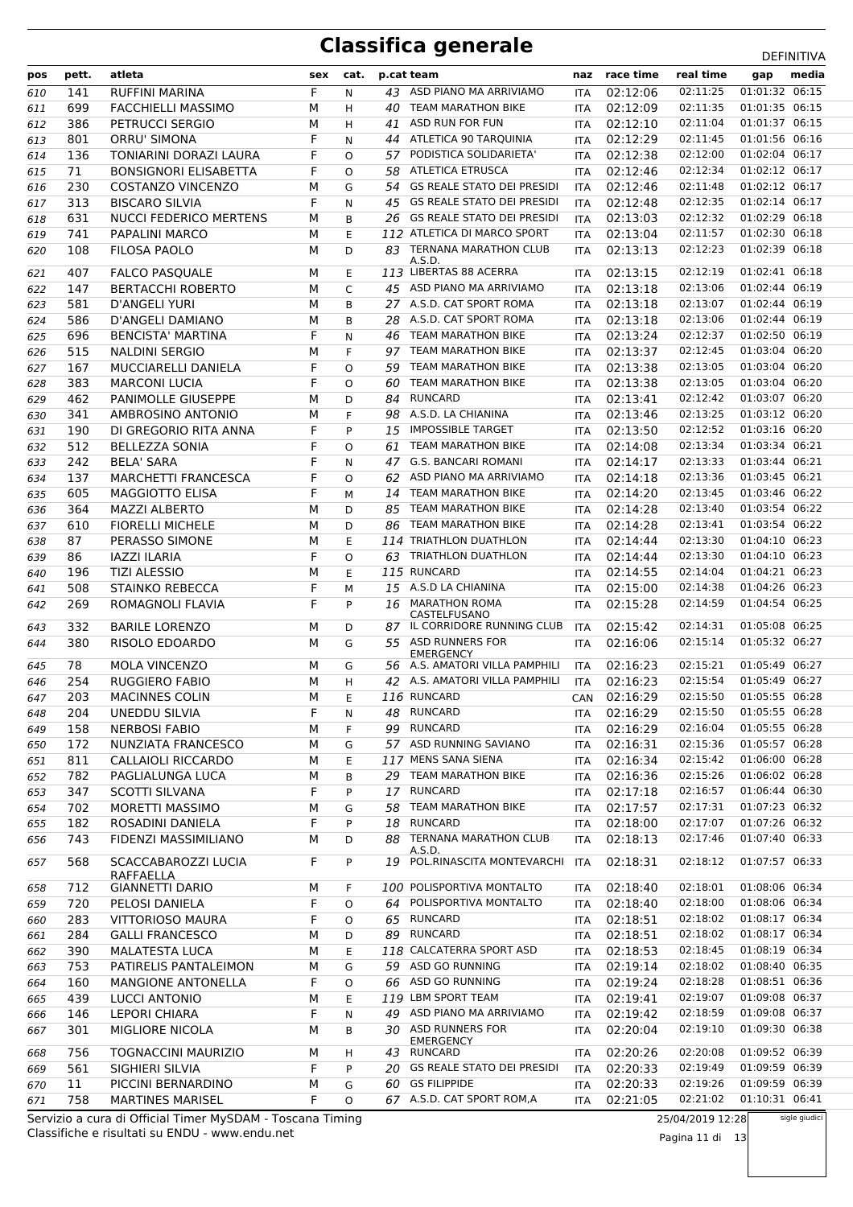# Classifica generale

DEFINITIVA

| pos | pett. | atleta | sex | cat. | p.cat | team | naz | race time | real time | gap | media |
|---|---|---|---|---|---|---|---|---|---|---|---|
| 610 | 141 | RUFFINI MARINA | F | N | 43 | ASD PIANO MA ARRIVIAMO | ITA | 02:12:06 | 02:11:25 | 01:01:32 | 06:15 |
| 611 | 699 | FACCHIELLI MASSIMO | M | H | 40 | TEAM MARATHON BIKE | ITA | 02:12:09 | 02:11:35 | 01:01:35 | 06:15 |
| 612 | 386 | PETRUCCI SERGIO | M | H | 41 | ASD RUN FOR FUN | ITA | 02:12:10 | 02:11:04 | 01:01:37 | 06:15 |
| 613 | 801 | ORRU' SIMONA | F | N | 44 | ATLETICA 90 TARQUINIA | ITA | 02:12:29 | 02:11:45 | 01:01:56 | 06:16 |
| 614 | 136 | TONIARINI DORAZI LAURA | F | O | 57 | PODISTICA SOLIDARIETA' | ITA | 02:12:38 | 02:12:00 | 01:02:04 | 06:17 |
| 615 | 71 | BONSIGNORI ELISABETTA | F | O | 58 | ATLETICA ETRUSCA | ITA | 02:12:46 | 02:12:34 | 01:02:12 | 06:17 |
| 616 | 230 | COSTANZO VINCENZO | M | G | 54 | GS REALE STATO DEI PRESIDI | ITA | 02:12:46 | 02:11:48 | 01:02:12 | 06:17 |
| 617 | 313 | BISCARO SILVIA | F | N | 45 | GS REALE STATO DEI PRESIDI | ITA | 02:12:48 | 02:12:35 | 01:02:14 | 06:17 |
| 618 | 631 | NUCCI FEDERICO MERTENS | M | B | 26 | GS REALE STATO DEI PRESIDI | ITA | 02:13:03 | 02:12:32 | 01:02:29 | 06:18 |
| 619 | 741 | PAPALINI MARCO | M | E | 112 | ATLETICA DI MARCO SPORT | ITA | 02:13:04 | 02:11:57 | 01:02:30 | 06:18 |
| 620 | 108 | FILOSA PAOLO | M | D | 83 | TERNANA MARATHON CLUB A.S.D. | ITA | 02:13:13 | 02:12:23 | 01:02:39 | 06:18 |
| 621 | 407 | FALCO PASQUALE | M | E | 113 | LIBERTAS 88 ACERRA | ITA | 02:13:15 | 02:12:19 | 01:02:41 | 06:18 |
| 622 | 147 | BERTACCHI ROBERTO | M | C | 45 | ASD PIANO MA ARRIVIAMO | ITA | 02:13:18 | 02:13:06 | 01:02:44 | 06:19 |
| 623 | 581 | D'ANGELI YURI | M | B | 27 | A.S.D. CAT SPORT ROMA | ITA | 02:13:18 | 02:13:07 | 01:02:44 | 06:19 |
| 624 | 586 | D'ANGELI DAMIANO | M | B | 28 | A.S.D. CAT SPORT ROMA | ITA | 02:13:18 | 02:13:06 | 01:02:44 | 06:19 |
| 625 | 696 | BENCISTA' MARTINA | F | N | 46 | TEAM MARATHON BIKE | ITA | 02:13:24 | 02:12:37 | 01:02:50 | 06:19 |
| 626 | 515 | NALDINI SERGIO | M | F | 97 | TEAM MARATHON BIKE | ITA | 02:13:37 | 02:12:45 | 01:03:04 | 06:20 |
| 627 | 167 | MUCCIARELLI DANIELA | F | O | 59 | TEAM MARATHON BIKE | ITA | 02:13:38 | 02:13:05 | 01:03:04 | 06:20 |
| 628 | 383 | MARCONI LUCIA | F | O | 60 | TEAM MARATHON BIKE | ITA | 02:13:38 | 02:13:05 | 01:03:04 | 06:20 |
| 629 | 462 | PANIMOLLE GIUSEPPE | M | D | 84 | RUNCARD | ITA | 02:13:41 | 02:12:42 | 01:03:07 | 06:20 |
| 630 | 341 | AMBROSINO ANTONIO | M | F | 98 | A.S.D. LA CHIANINA | ITA | 02:13:46 | 02:13:25 | 01:03:12 | 06:20 |
| 631 | 190 | DI GREGORIO RITA ANNA | F | P | 15 | IMPOSSIBLE TARGET | ITA | 02:13:50 | 02:12:52 | 01:03:16 | 06:20 |
| 632 | 512 | BELLEZZA SONIA | F | O | 61 | TEAM MARATHON BIKE | ITA | 02:14:08 | 02:13:34 | 01:03:34 | 06:21 |
| 633 | 242 | BELA' SARA | F | N | 47 | G.S. BANCARI ROMANI | ITA | 02:14:17 | 02:13:33 | 01:03:44 | 06:21 |
| 634 | 137 | MARCHETTI FRANCESCA | F | O | 62 | ASD PIANO MA ARRIVIAMO | ITA | 02:14:18 | 02:13:36 | 01:03:45 | 06:21 |
| 635 | 605 | MAGGIOTTO ELISA | F | M | 14 | TEAM MARATHON BIKE | ITA | 02:14:20 | 02:13:45 | 01:03:46 | 06:22 |
| 636 | 364 | MAZZI ALBERTO | M | D | 85 | TEAM MARATHON BIKE | ITA | 02:14:28 | 02:13:40 | 01:03:54 | 06:22 |
| 637 | 610 | FIORELLI MICHELE | M | D | 86 | TEAM MARATHON BIKE | ITA | 02:14:28 | 02:13:41 | 01:03:54 | 06:22 |
| 638 | 87 | PERASSO SIMONE | M | E | 114 | TRIATHLON DUATHLON | ITA | 02:14:44 | 02:13:30 | 01:04:10 | 06:23 |
| 639 | 86 | IAZZI ILARIA | F | O | 63 | TRIATHLON DUATHLON | ITA | 02:14:44 | 02:13:30 | 01:04:10 | 06:23 |
| 640 | 196 | TIZI ALESSIO | M | E | 115 | RUNCARD | ITA | 02:14:55 | 02:14:04 | 01:04:21 | 06:23 |
| 641 | 508 | STAINKO REBECCA | F | M | 15 | A.S.D LA CHIANINA | ITA | 02:15:00 | 02:14:38 | 01:04:26 | 06:23 |
| 642 | 269 | ROMAGNOLI FLAVIA | F | P | 16 | MARATHON ROMA CASTELFUSANO | ITA | 02:15:28 | 02:14:59 | 01:04:54 | 06:25 |
| 643 | 332 | BARILE LORENZO | M | D | 87 | IL CORRIDORE RUNNING CLUB | ITA | 02:15:42 | 02:14:31 | 01:05:08 | 06:25 |
| 644 | 380 | RISOLO EDOARDO | M | G | 55 | ASD RUNNERS FOR EMERGENCY | ITA | 02:16:06 | 02:15:14 | 01:05:32 | 06:27 |
| 645 | 78 | MOLA VINCENZO | M | G | 56 | A.S. AMATORI VILLA PAMPHILI | ITA | 02:16:23 | 02:15:21 | 01:05:49 | 06:27 |
| 646 | 254 | RUGGIERO FABIO | M | H | 42 | A.S. AMATORI VILLA PAMPHILI | ITA | 02:16:23 | 02:15:54 | 01:05:49 | 06:27 |
| 647 | 203 | MACINNES COLIN | M | E | 116 | RUNCARD | CAN | 02:16:29 | 02:15:50 | 01:05:55 | 06:28 |
| 648 | 204 | UNEDDU SILVIA | F | N | 48 | RUNCARD | ITA | 02:16:29 | 02:15:50 | 01:05:55 | 06:28 |
| 649 | 158 | NERBOSI FABIO | M | F | 99 | RUNCARD | ITA | 02:16:29 | 02:16:04 | 01:05:55 | 06:28 |
| 650 | 172 | NUNZIATA FRANCESCO | M | G | 57 | ASD RUNNING SAVIANO | ITA | 02:16:31 | 02:15:36 | 01:05:57 | 06:28 |
| 651 | 811 | CALLAIOLI RICCARDO | M | E | 117 | MENS SANA SIENA | ITA | 02:16:34 | 02:15:42 | 01:06:00 | 06:28 |
| 652 | 782 | PAGLIALUNGA LUCA | M | B | 29 | TEAM MARATHON BIKE | ITA | 02:16:36 | 02:15:26 | 01:06:02 | 06:28 |
| 653 | 347 | SCOTTI SILVANA | F | P | 17 | RUNCARD | ITA | 02:17:18 | 02:16:57 | 01:06:44 | 06:30 |
| 654 | 702 | MORETTI MASSIMO | M | G | 58 | TEAM MARATHON BIKE | ITA | 02:17:57 | 02:17:31 | 01:07:23 | 06:32 |
| 655 | 182 | ROSADINI DANIELA | F | P | 18 | RUNCARD | ITA | 02:18:00 | 02:17:07 | 01:07:26 | 06:32 |
| 656 | 743 | FIDENZI MASSIMILIANO | M | D | 88 | TERNANA MARATHON CLUB A.S.D. | ITA | 02:18:13 | 02:17:46 | 01:07:40 | 06:33 |
| 657 | 568 | SCACCABAROZZI LUCIA RAFFAELLA | F | P | 19 | POL.RINASCITA MONTEVARCHI | ITA | 02:18:31 | 02:18:12 | 01:07:57 | 06:33 |
| 658 | 712 | GIANNETTI DARIO | M | F | 100 | POLISPORTIVA MONTALTO | ITA | 02:18:40 | 02:18:01 | 01:08:06 | 06:34 |
| 659 | 720 | PELOSI DANIELA | F | O | 64 | POLISPORTIVA MONTALTO | ITA | 02:18:40 | 02:18:00 | 01:08:06 | 06:34 |
| 660 | 283 | VITTORIOSO MAURA | F | O | 65 | RUNCARD | ITA | 02:18:51 | 02:18:02 | 01:08:17 | 06:34 |
| 661 | 284 | GALLI FRANCESCO | M | D | 89 | RUNCARD | ITA | 02:18:51 | 02:18:02 | 01:08:17 | 06:34 |
| 662 | 390 | MALATESTA LUCA | M | E | 118 | CALCATERRA SPORT ASD | ITA | 02:18:53 | 02:18:45 | 01:08:19 | 06:34 |
| 663 | 753 | PATIRELIS PANTALEIMON | M | G | 59 | ASD GO RUNNING | ITA | 02:19:14 | 02:18:02 | 01:08:40 | 06:35 |
| 664 | 160 | MANGIONE ANTONELLA | F | O | 66 | ASD GO RUNNING | ITA | 02:19:24 | 02:18:28 | 01:08:51 | 06:36 |
| 665 | 439 | LUCCI ANTONIO | M | E | 119 | LBM SPORT TEAM | ITA | 02:19:41 | 02:19:07 | 01:09:08 | 06:37 |
| 666 | 146 | LEPORI CHIARA | F | N | 49 | ASD PIANO MA ARRIVIAMO | ITA | 02:19:42 | 02:18:59 | 01:09:08 | 06:37 |
| 667 | 301 | MIGLIORE NICOLA | M | B | 30 | ASD RUNNERS FOR EMERGENCY | ITA | 02:20:04 | 02:19:10 | 01:09:30 | 06:38 |
| 668 | 756 | TOGNACCINI MAURIZIO | M | H | 43 | RUNCARD | ITA | 02:20:26 | 02:20:08 | 01:09:52 | 06:39 |
| 669 | 561 | SIGHIERI SILVIA | F | P | 20 | GS REALE STATO DEI PRESIDI | ITA | 02:20:33 | 02:19:49 | 01:09:59 | 06:39 |
| 670 | 11 | PICCINI BERNARDINO | M | G | 60 | GS FILIPPIDE | ITA | 02:20:33 | 02:19:26 | 01:09:59 | 06:39 |
| 671 | 758 | MARTINES MARISEL | F | O | 67 | A.S.D. CAT SPORT ROM,A | ITA | 02:21:05 | 02:21:02 | 01:10:31 | 06:41 |

Servizio a cura di Official Timer MySDAM - Toscana Timing
Classifiche e risultati su ENDU - www.endu.net

25/04/2019 12:28

sigle giudici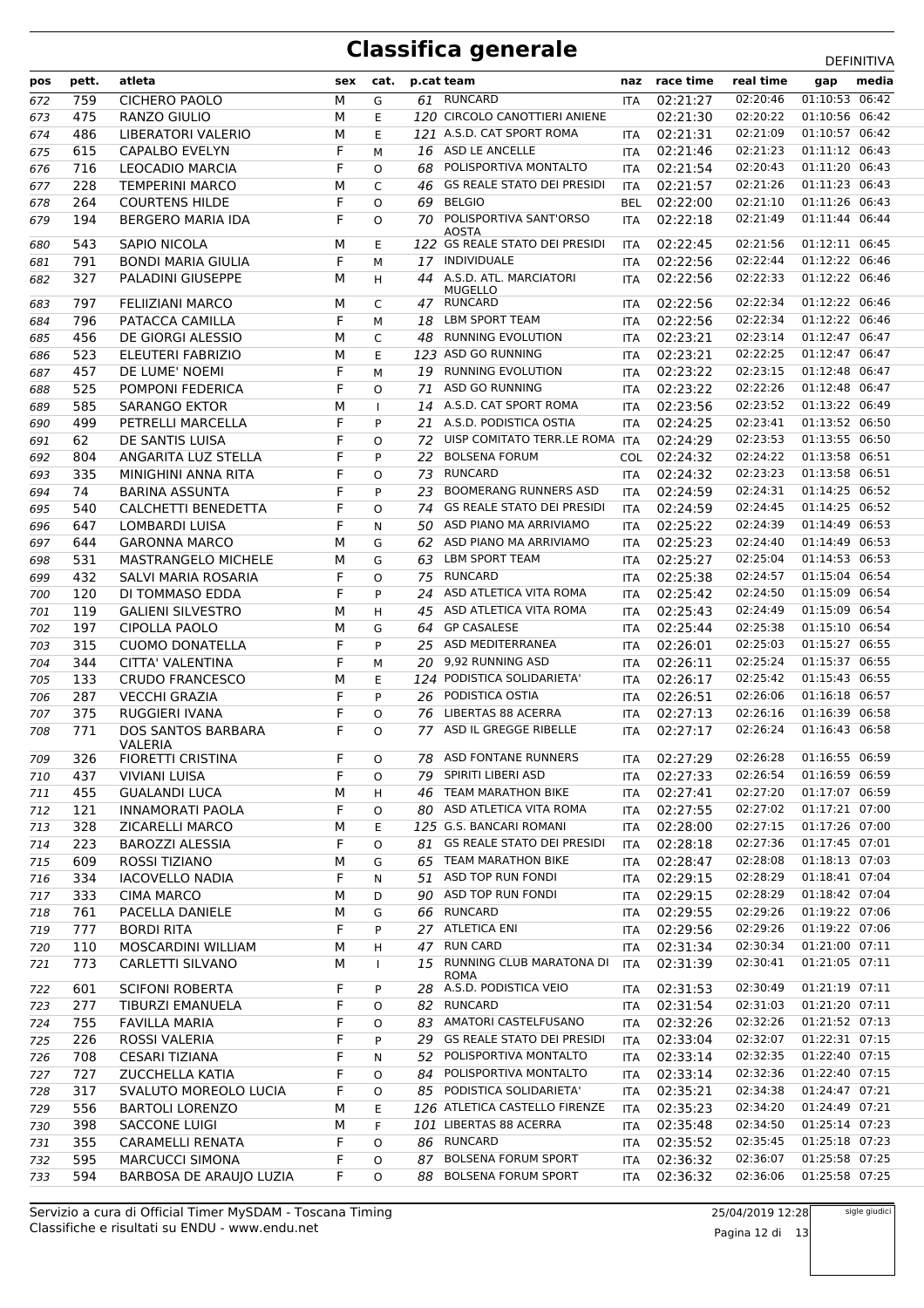# Classifica generale

DEFINITIVA

| pos | pett. | atleta | sex | cat. | p.cat | team | naz | race time | real time | gap | media |
|---|---|---|---|---|---|---|---|---|---|---|---|
| 672 | 759 | CICHERO PAOLO | M | G | 61 | RUNCARD | ITA | 02:21:27 | 02:20:46 | 01:10:53 | 06:42 |
| 673 | 475 | RANZO GIULIO | M | E | 120 | CIRCOLO CANOTTIERI ANIENE | | 02:21:30 | 02:20:22 | 01:10:56 | 06:42 |
| 674 | 486 | LIBERATORI VALERIO | M | E | 121 | A.S.D. CAT SPORT ROMA | ITA | 02:21:31 | 02:21:09 | 01:10:57 | 06:42 |
| 675 | 615 | CAPALBO EVELYN | F | M | 16 | ASD LE ANCELLE | ITA | 02:21:46 | 02:21:23 | 01:11:12 | 06:43 |
| 676 | 716 | LEOCADIO MARCIA | F | O | 68 | POLISPORTIVA MONTALTO | ITA | 02:21:54 | 02:20:43 | 01:11:20 | 06:43 |
| 677 | 228 | TEMPERINI MARCO | M | C | 46 | GS REALE STATO DEI PRESIDI | ITA | 02:21:57 | 02:21:26 | 01:11:23 | 06:43 |
| 678 | 264 | COURTENS HILDE | F | O | 69 | BELGIO | BEL | 02:22:00 | 02:21:10 | 01:11:26 | 06:43 |
| 679 | 194 | BERGERO MARIA IDA | F | O | 70 | POLISPORTIVA SANT'ORSO AOSTA | ITA | 02:22:18 | 02:21:49 | 01:11:44 | 06:44 |
| 680 | 543 | SAPIO NICOLA | M | E | 122 | GS REALE STATO DEI PRESIDI | ITA | 02:22:45 | 02:21:56 | 01:12:11 | 06:45 |
| 681 | 791 | BONDI MARIA GIULIA | F | M | 17 | INDIVIDUALE | ITA | 02:22:56 | 02:22:44 | 01:12:22 | 06:46 |
| 682 | 327 | PALADINI GIUSEPPE | M | H | 44 | A.S.D. ATL. MARCIATORI MUGELLO | ITA | 02:22:56 | 02:22:33 | 01:12:22 | 06:46 |
| 683 | 797 | FELIIZIANI MARCO | M | C | 47 | RUNCARD | ITA | 02:22:56 | 02:22:34 | 01:12:22 | 06:46 |
| 684 | 796 | PATACCA CAMILLA | F | M | 18 | LBM SPORT TEAM | ITA | 02:22:56 | 02:22:34 | 01:12:22 | 06:46 |
| 685 | 456 | DE GIORGI ALESSIO | M | C | 48 | RUNNING EVOLUTION | ITA | 02:23:21 | 02:23:14 | 01:12:47 | 06:47 |
| 686 | 523 | ELEUTERI FABRIZIO | M | E | 123 | ASD GO RUNNING | ITA | 02:23:21 | 02:22:25 | 01:12:47 | 06:47 |
| 687 | 457 | DE LUME' NOEMI | F | M | 19 | RUNNING EVOLUTION | ITA | 02:23:22 | 02:23:15 | 01:12:48 | 06:47 |
| 688 | 525 | POMPONI FEDERICA | F | O | 71 | ASD GO RUNNING | ITA | 02:23:22 | 02:22:26 | 01:12:48 | 06:47 |
| 689 | 585 | SARANGO EKTOR | M | I | 14 | A.S.D. CAT SPORT ROMA | ITA | 02:23:56 | 02:23:52 | 01:13:22 | 06:49 |
| 690 | 499 | PETRELLI MARCELLA | F | P | 21 | A.S.D. PODISTICA OSTIA | ITA | 02:24:25 | 02:23:41 | 01:13:52 | 06:50 |
| 691 | 62 | DE SANTIS LUISA | F | O | 72 | UISP COMITATO TERR.LE ROMA | ITA | 02:24:29 | 02:23:53 | 01:13:55 | 06:50 |
| 692 | 804 | ANGARITA LUZ STELLA | F | P | 22 | BOLSENA FORUM | COL | 02:24:32 | 02:24:22 | 01:13:58 | 06:51 |
| 693 | 335 | MINIGHINI ANNA RITA | F | O | 73 | RUNCARD | ITA | 02:24:32 | 02:23:23 | 01:13:58 | 06:51 |
| 694 | 74 | BARINA ASSUNTA | F | P | 23 | BOOMERANG RUNNERS ASD | ITA | 02:24:59 | 02:24:31 | 01:14:25 | 06:52 |
| 695 | 540 | CALCHETTI BENEDETTA | F | O | 74 | GS REALE STATO DEI PRESIDI | ITA | 02:24:59 | 02:24:45 | 01:14:25 | 06:52 |
| 696 | 647 | LOMBARDI LUISA | F | N | 50 | ASD PIANO MA ARRIVIAMO | ITA | 02:25:22 | 02:24:39 | 01:14:49 | 06:53 |
| 697 | 644 | GARONNA MARCO | M | G | 62 | ASD PIANO MA ARRIVIAMO | ITA | 02:25:23 | 02:24:40 | 01:14:49 | 06:53 |
| 698 | 531 | MASTRANGELO MICHELE | M | G | 63 | LBM SPORT TEAM | ITA | 02:25:27 | 02:25:04 | 01:14:53 | 06:53 |
| 699 | 432 | SALVI MARIA ROSARIA | F | O | 75 | RUNCARD | ITA | 02:25:38 | 02:24:57 | 01:15:04 | 06:54 |
| 700 | 120 | DI TOMMASO EDDA | F | P | 24 | ASD ATLETICA VITA ROMA | ITA | 02:25:42 | 02:24:50 | 01:15:09 | 06:54 |
| 701 | 119 | GALIENI SILVESTRO | M | H | 45 | ASD ATLETICA VITA ROMA | ITA | 02:25:43 | 02:24:49 | 01:15:09 | 06:54 |
| 702 | 197 | CIPOLLA PAOLO | M | G | 64 | GP CASALESE | ITA | 02:25:44 | 02:25:38 | 01:15:10 | 06:54 |
| 703 | 315 | CUOMO DONATELLA | F | P | 25 | ASD MEDITERRANEA | ITA | 02:26:01 | 02:25:03 | 01:15:27 | 06:55 |
| 704 | 344 | CITTA' VALENTINA | F | M | 20 | 9,92 RUNNING ASD | ITA | 02:26:11 | 02:25:24 | 01:15:37 | 06:55 |
| 705 | 133 | CRUDO FRANCESCO | M | E | 124 | PODISTICA SOLIDARIETA' | ITA | 02:26:17 | 02:25:42 | 01:15:43 | 06:55 |
| 706 | 287 | VECCHI GRAZIA | F | P | 26 | PODISTICA OSTIA | ITA | 02:26:51 | 02:26:06 | 01:16:18 | 06:57 |
| 707 | 375 | RUGGIERI IVANA | F | O | 76 | LIBERTAS 88 ACERRA | ITA | 02:27:13 | 02:26:16 | 01:16:39 | 06:58 |
| 708 | 771 | DOS SANTOS BARBARA VALERIA | F | O | 77 | ASD IL GREGGE RIBELLE | ITA | 02:27:17 | 02:26:24 | 01:16:43 | 06:58 |
| 709 | 326 | FIORETTI CRISTINA | F | O | 78 | ASD FONTANE RUNNERS | ITA | 02:27:29 | 02:26:28 | 01:16:55 | 06:59 |
| 710 | 437 | VIVIANI LUISA | F | O | 79 | SPIRITI LIBERI ASD | ITA | 02:27:33 | 02:26:54 | 01:16:59 | 06:59 |
| 711 | 455 | GUALANDI LUCA | M | H | 46 | TEAM MARATHON BIKE | ITA | 02:27:41 | 02:27:20 | 01:17:07 | 06:59 |
| 712 | 121 | INNAMORATI PAOLA | F | O | 80 | ASD ATLETICA VITA ROMA | ITA | 02:27:55 | 02:27:02 | 01:17:21 | 07:00 |
| 713 | 328 | ZICARELLI MARCO | M | E | 125 | G.S. BANCARI ROMANI | ITA | 02:28:00 | 02:27:15 | 01:17:26 | 07:00 |
| 714 | 223 | BAROZZI ALESSIA | F | O | 81 | GS REALE STATO DEI PRESIDI | ITA | 02:28:18 | 02:27:36 | 01:17:45 | 07:01 |
| 715 | 609 | ROSSI TIZIANO | M | G | 65 | TEAM MARATHON BIKE | ITA | 02:28:47 | 02:28:08 | 01:18:13 | 07:03 |
| 716 | 334 | IACOVELLO NADIA | F | N | 51 | ASD TOP RUN FONDI | ITA | 02:29:15 | 02:28:29 | 01:18:41 | 07:04 |
| 717 | 333 | CIMA MARCO | M | D | 90 | ASD TOP RUN FONDI | ITA | 02:29:15 | 02:28:29 | 01:18:42 | 07:04 |
| 718 | 761 | PACELLA DANIELE | M | G | 66 | RUNCARD | ITA | 02:29:55 | 02:29:26 | 01:19:22 | 07:06 |
| 719 | 777 | BORDI RITA | F | P | 27 | ATLETICA ENI | ITA | 02:29:56 | 02:29:26 | 01:19:22 | 07:06 |
| 720 | 110 | MOSCARDINI WILLIAM | M | H | 47 | RUN CARD | ITA | 02:31:34 | 02:30:34 | 01:21:00 | 07:11 |
| 721 | 773 | CARLETTI SILVANO | M | I | 15 | RUNNING CLUB MARATONA DI ROMA | ITA | 02:31:39 | 02:30:41 | 01:21:05 | 07:11 |
| 722 | 601 | SCIFONI ROBERTA | F | P | 28 | A.S.D. PODISTICA VEIO | ITA | 02:31:53 | 02:30:49 | 01:21:19 | 07:11 |
| 723 | 277 | TIBURZI EMANUELA | F | O | 82 | RUNCARD | ITA | 02:31:54 | 02:31:03 | 01:21:20 | 07:11 |
| 724 | 755 | FAVILLA MARIA | F | O | 83 | AMATORI CASTELFUSANO | ITA | 02:32:26 | 02:32:26 | 01:21:52 | 07:13 |
| 725 | 226 | ROSSI VALERIA | F | P | 29 | GS REALE STATO DEI PRESIDI | ITA | 02:33:04 | 02:32:07 | 01:22:31 | 07:15 |
| 726 | 708 | CESARI TIZIANA | F | N | 52 | POLISPORTIVA MONTALTO | ITA | 02:33:14 | 02:32:35 | 01:22:40 | 07:15 |
| 727 | 727 | ZUCCHELLA KATIA | F | O | 84 | POLISPORTIVA MONTALTO | ITA | 02:33:14 | 02:32:36 | 01:22:40 | 07:15 |
| 728 | 317 | SVALUTO MOREOLO LUCIA | F | O | 85 | PODISTICA SOLIDARIETA' | ITA | 02:35:21 | 02:34:38 | 01:24:47 | 07:21 |
| 729 | 556 | BARTOLI LORENZO | M | E | 126 | ATLETICA CASTELLO FIRENZE | ITA | 02:35:23 | 02:34:20 | 01:24:49 | 07:21 |
| 730 | 398 | SACCONE LUIGI | M | F | 101 | LIBERTAS 88 ACERRA | ITA | 02:35:48 | 02:34:50 | 01:25:14 | 07:23 |
| 731 | 355 | CARAMELLI RENATA | F | O | 86 | RUNCARD | ITA | 02:35:52 | 02:35:45 | 01:25:18 | 07:23 |
| 732 | 595 | MARCUCCI SIMONA | F | O | 87 | BOLSENA FORUM SPORT | ITA | 02:36:32 | 02:36:07 | 01:25:58 | 07:25 |
| 733 | 594 | BARBOSA DE ARAUJO LUZIA | F | O | 88 | BOLSENA FORUM SPORT | ITA | 02:36:32 | 02:36:06 | 01:25:58 | 07:25 |

Servizio a cura di Official Timer MySDAM - Toscana Timing
Classifiche e risultati su ENDU - www.endu.net

25/04/2019 12:28

sigle giudici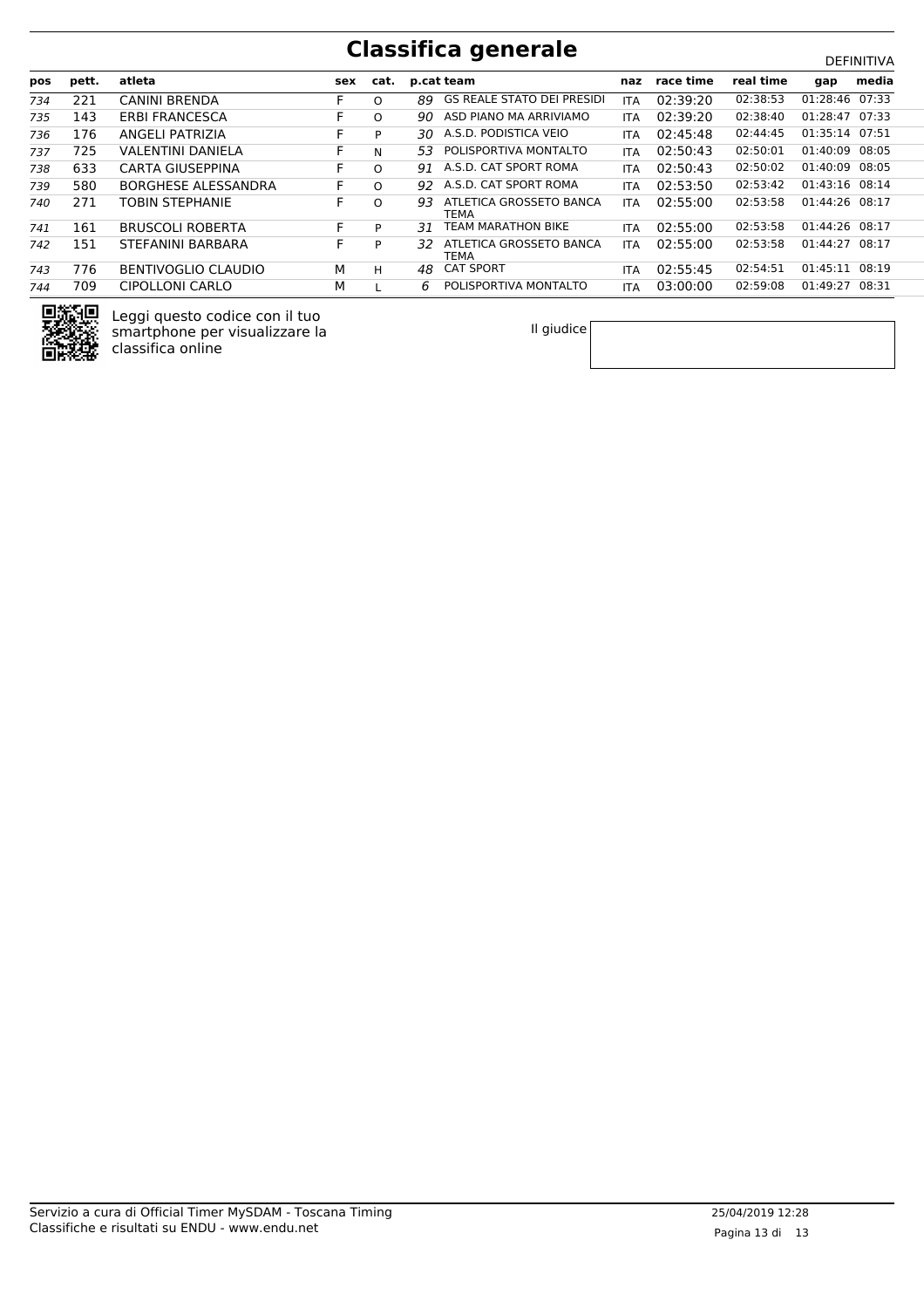# Classifica generale

DEFINITIVA

| pos | pett. | atleta | sex | cat. | p.cat | team | naz | race time | real time | gap | media |
|---|---|---|---|---|---|---|---|---|---|---|---|
| 734 | 221 | CANINI BRENDA | F | O | 89 | GS REALE STATO DEI PRESIDI | ITA | 02:39:20 | 02:38:53 | 01:28:46 | 07:33 |
| 735 | 143 | ERBI FRANCESCA | F | O | 90 | ASD PIANO MA ARRIVIAMO | ITA | 02:39:20 | 02:38:40 | 01:28:47 | 07:33 |
| 736 | 176 | ANGELI PATRIZIA | F | P | 30 | A.S.D. PODISTICA VEIO | ITA | 02:45:48 | 02:44:45 | 01:35:14 | 07:51 |
| 737 | 725 | VALENTINI DANIELA | F | N | 53 | POLISPORTIVA MONTALTO | ITA | 02:50:43 | 02:50:01 | 01:40:09 | 08:05 |
| 738 | 633 | CARTA GIUSEPPINA | F | O | 91 | A.S.D. CAT SPORT ROMA | ITA | 02:50:43 | 02:50:02 | 01:40:09 | 08:05 |
| 739 | 580 | BORGHESE ALESSANDRA | F | O | 92 | A.S.D. CAT SPORT ROMA | ITA | 02:53:50 | 02:53:42 | 01:43:16 | 08:14 |
| 740 | 271 | TOBIN STEPHANIE | F | O | 93 | ATLETICA GROSSETO BANCA TEMA | ITA | 02:55:00 | 02:53:58 | 01:44:26 | 08:17 |
| 741 | 161 | BRUSCOLI ROBERTA | F | P | 31 | TEAM MARATHON BIKE | ITA | 02:55:00 | 02:53:58 | 01:44:26 | 08:17 |
| 742 | 151 | STEFANINI BARBARA | F | P | 32 | ATLETICA GROSSETO BANCA TEMA | ITA | 02:55:00 | 02:53:58 | 01:44:27 | 08:17 |
| 743 | 776 | BENTIVOGLIO CLAUDIO | M | H | 48 | CAT SPORT | ITA | 02:55:45 | 02:54:51 | 01:45:11 | 08:19 |
| 744 | 709 | CIPOLLONI CARLO | M | L | 6 | POLISPORTIVA MONTALTO | ITA | 03:00:00 | 02:59:08 | 01:49:27 | 08:31 |

Leggi questo codice con il tuo smartphone per visualizzare la classifica online

Il giudice

Servizio a cura di Official Timer MySDAM - Toscana Timing
Classifiche e risultati su ENDU - www.endu.net

25/04/2019 12:28